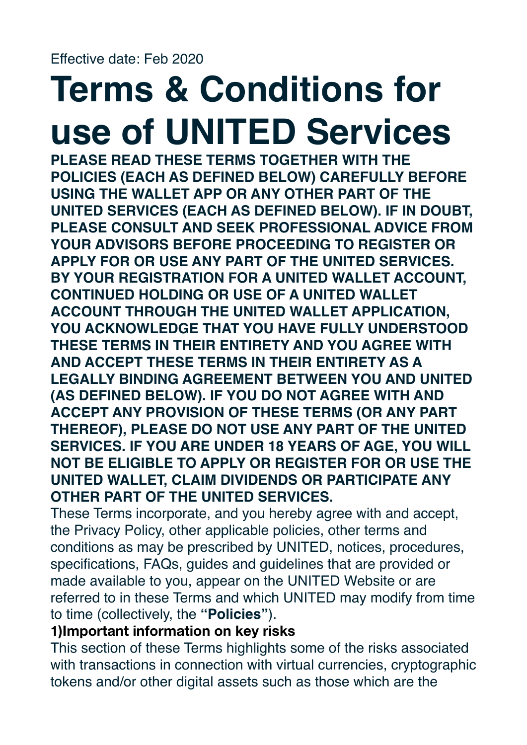Effective date: Feb 2020

# Terms & Conditions for use of UNITED Services

**PLEASE READ THESE TERMS TOGETHER WITH THE POLICIES (EACH AS DEFINED BELOW) CAREFULLY BEFORE USING THE WALLET APP OR ANY OTHER PART OF THE UNITED SERVICES (EACH AS DEFINED BELOW). IF IN DOUBT, PLEASE CONSULT AND SEEK PROFESSIONAL ADVICE FROM YOUR ADVISORS BEFORE PROCEEDING TO REGISTER OR APPLY FOR OR USE ANY PART OF THE UNITED SERVICES. BY YOUR REGISTRATION FOR A UNITED WALLET ACCOUNT, CONTINUED HOLDING OR USE OF A UNITED WALLET ACCOUNT THROUGH THE UNITED WALLET APPLICATION, YOU ACKNOWLEDGE THAT YOU HAVE FULLY UNDERSTOOD THESE TERMS IN THEIR ENTIRETY AND YOU AGREE WITH AND ACCEPT THESE TERMS IN THEIR ENTIRETY AS A LEGALLY BINDING AGREEMENT BETWEEN YOU AND UNITED (AS DEFINED BELOW). IF YOU DO NOT AGREE WITH AND ACCEPT ANY PROVISION OF THESE TERMS (OR ANY PART THEREOF), PLEASE DO NOT USE ANY PART OF THE UNITED SERVICES. IF YOU ARE UNDER 18 YEARS OF AGE, YOU WILL NOT BE ELIGIBLE TO APPLY OR REGISTER FOR OR USE THE UNITED WALLET, CLAIM DIVIDENDS OR PARTICIPATE ANY OTHER PART OF THE UNITED SERVICES.**

These Terms incorporate, and you hereby agree with and accept, the Privacy Policy, other applicable policies, other terms and conditions as may be prescribed by UNITED, notices, procedures, specifications, FAQs, guides and guidelines that are provided or made available to you, appear on the UNITED Website or are referred to in these Terms and which UNITED may modify from time to time (collectively, the **"Policies"**).

**1)Important information on key risks**

This section of these Terms highlights some of the risks associated with transactions in connection with virtual currencies, cryptographic tokens and/or other digital assets such as those which are the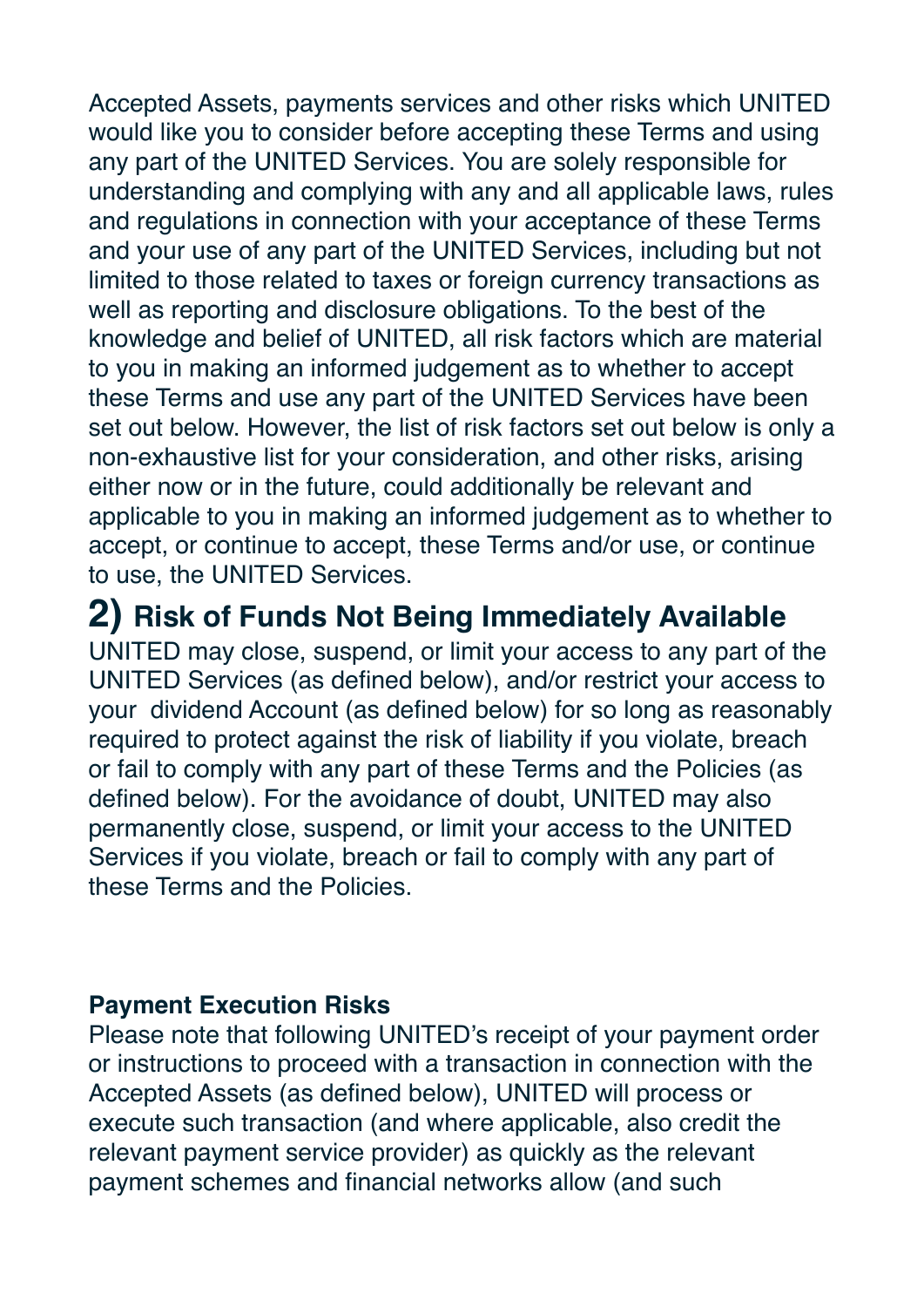Accepted Assets, payments services and other risks which UNITED would like you to consider before accepting these Terms and using any part of the UNITED Services. You are solely responsible for understanding and complying with any and all applicable laws, rules and regulations in connection with your acceptance of these Terms and your use of any part of the UNITED Services, including but not limited to those related to taxes or foreign currency transactions as well as reporting and disclosure obligations. To the best of the knowledge and belief of UNITED, all risk factors which are material to you in making an informed judgement as to whether to accept these Terms and use any part of the UNITED Services have been set out below. However, the list of risk factors set out below is only a non-exhaustive list for your consideration, and other risks, arising either now or in the future, could additionally be relevant and applicable to you in making an informed judgement as to whether to accept, or continue to accept, these Terms and/or use, or continue to use, the UNITED Services.

## 2) Risk of Funds Not Being Immediately Available

UNITED may close, suspend, or limit your access to any part of the UNITED Services (as defined below), and/or restrict your access to your dividend Account (as defined below) for so long as reasonably required to protect against the risk of liability if you violate, breach or fail to comply with any part of these Terms and the Policies (as defined below). For the avoidance of doubt, UNITED may also permanently close, suspend, or limit your access to the UNITED Services if you violate, breach or fail to comply with any part of these Terms and the Policies.

**Payment Execution Risks**

Please note that following UNITED's receipt of your payment order or instructions to proceed with a transaction in connection with the Accepted Assets (as defined below), UNITED will process or execute such transaction (and where applicable, also credit the relevant payment service provider) as quickly as the relevant payment schemes and financial networks allow (and such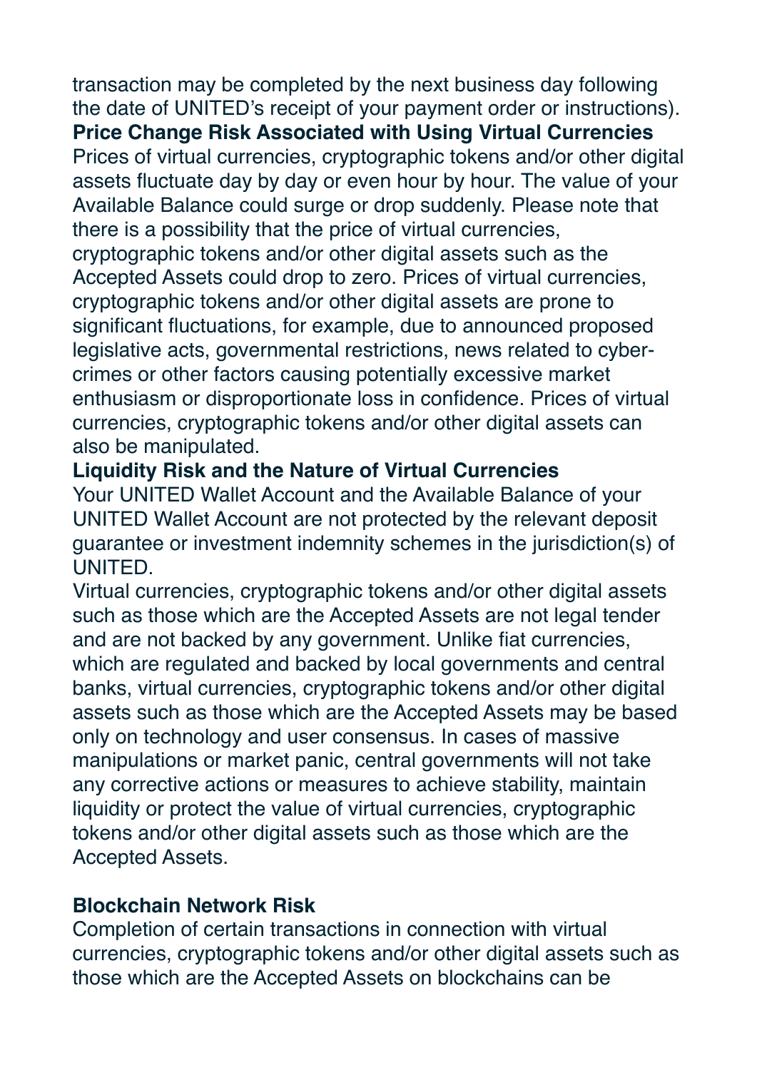transaction may be completed by the next business day following the date of UNITED's receipt of your payment order or instructions).

**Price Change Risk Associated with Using Virtual Currencies**

Prices of virtual currencies, cryptographic tokens and/or other digital assets fluctuate day by day or even hour by hour. The value of your Available Balance could surge or drop suddenly. Please note that there is a possibility that the price of virtual currencies, cryptographic tokens and/or other digital assets such as the Accepted Assets could drop to zero. Prices of virtual currencies, cryptographic tokens and/or other digital assets are prone to significant fluctuations, for example, due to announced proposed legislative acts, governmental restrictions, news related to cyber-crimes or other factors causing potentially excessive market enthusiasm or disproportionate loss in confidence. Prices of virtual currencies, cryptographic tokens and/or other digital assets can also be manipulated.

**Liquidity Risk and the Nature of Virtual Currencies**

Your UNITED Wallet Account and the Available Balance of your UNITED Wallet Account are not protected by the relevant deposit guarantee or investment indemnity schemes in the jurisdiction(s) of UNITED.

Virtual currencies, cryptographic tokens and/or other digital assets such as those which are the Accepted Assets are not legal tender and are not backed by any government. Unlike fiat currencies, which are regulated and backed by local governments and central banks, virtual currencies, cryptographic tokens and/or other digital assets such as those which are the Accepted Assets may be based only on technology and user consensus. In cases of massive manipulations or market panic, central governments will not take any corrective actions or measures to achieve stability, maintain liquidity or protect the value of virtual currencies, cryptographic tokens and/or other digital assets such as those which are the Accepted Assets.

**Blockchain Network Risk**

Completion of certain transactions in connection with virtual currencies, cryptographic tokens and/or other digital assets such as those which are the Accepted Assets on blockchains can be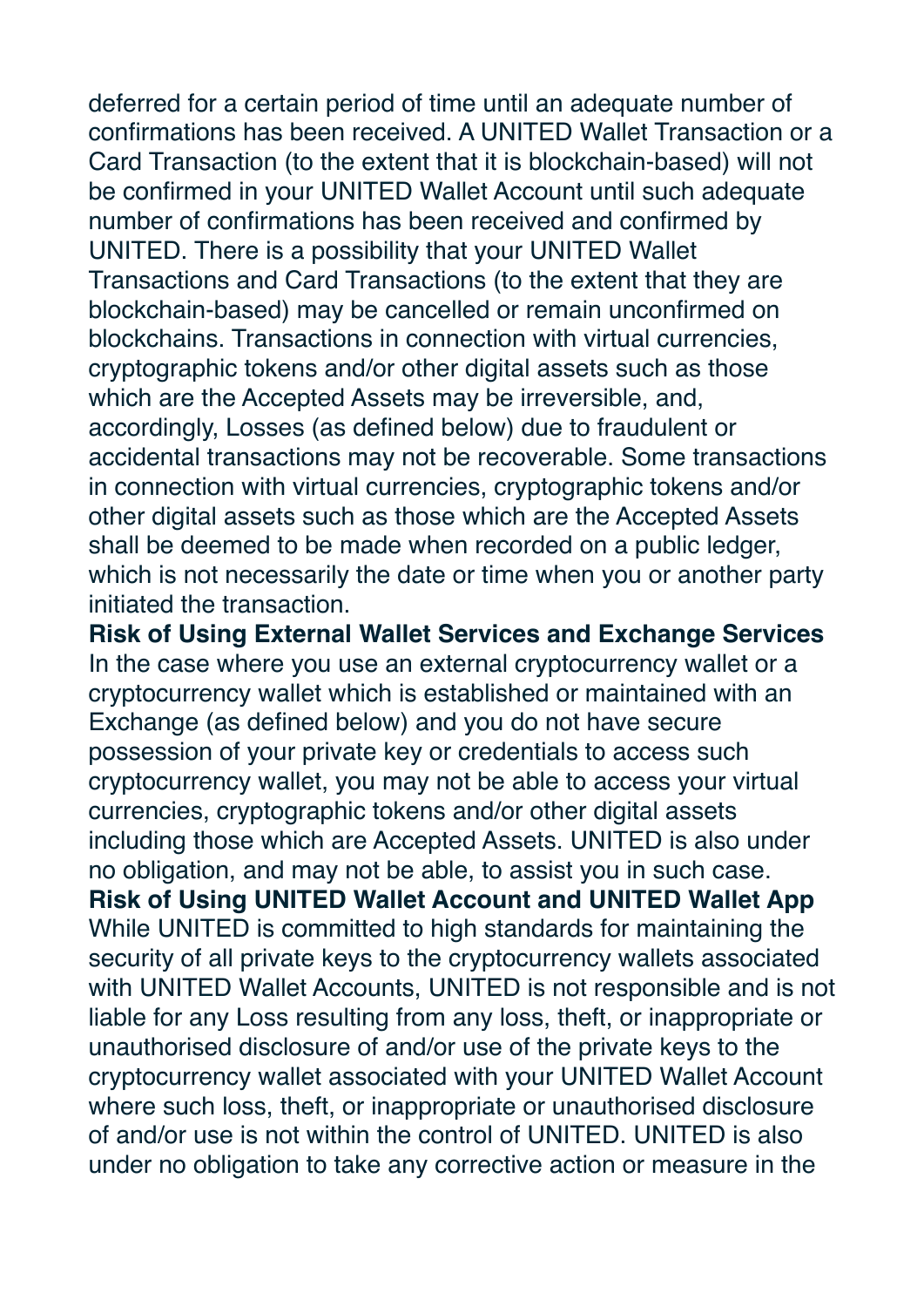deferred for a certain period of time until an adequate number of confirmations has been received. A UNITED Wallet Transaction or a Card Transaction (to the extent that it is blockchain-based) will not be confirmed in your UNITED Wallet Account until such adequate number of confirmations has been received and confirmed by UNITED. There is a possibility that your UNITED Wallet Transactions and Card Transactions (to the extent that they are blockchain-based) may be cancelled or remain unconfirmed on blockchains. Transactions in connection with virtual currencies, cryptographic tokens and/or other digital assets such as those which are the Accepted Assets may be irreversible, and, accordingly, Losses (as defined below) due to fraudulent or accidental transactions may not be recoverable. Some transactions in connection with virtual currencies, cryptographic tokens and/or other digital assets such as those which are the Accepted Assets shall be deemed to be made when recorded on a public ledger, which is not necessarily the date or time when you or another party initiated the transaction.

**Risk of Using External Wallet Services and Exchange Services**

In the case where you use an external cryptocurrency wallet or a cryptocurrency wallet which is established or maintained with an Exchange (as defined below) and you do not have secure possession of your private key or credentials to access such cryptocurrency wallet, you may not be able to access your virtual currencies, cryptographic tokens and/or other digital assets including those which are Accepted Assets. UNITED is also under no obligation, and may not be able, to assist you in such case.

**Risk of Using UNITED Wallet Account and UNITED Wallet App**

While UNITED is committed to high standards for maintaining the security of all private keys to the cryptocurrency wallets associated with UNITED Wallet Accounts, UNITED is not responsible and is not liable for any Loss resulting from any loss, theft, or inappropriate or unauthorised disclosure of and/or use of the private keys to the cryptocurrency wallet associated with your UNITED Wallet Account where such loss, theft, or inappropriate or unauthorised disclosure of and/or use is not within the control of UNITED. UNITED is also under no obligation to take any corrective action or measure in the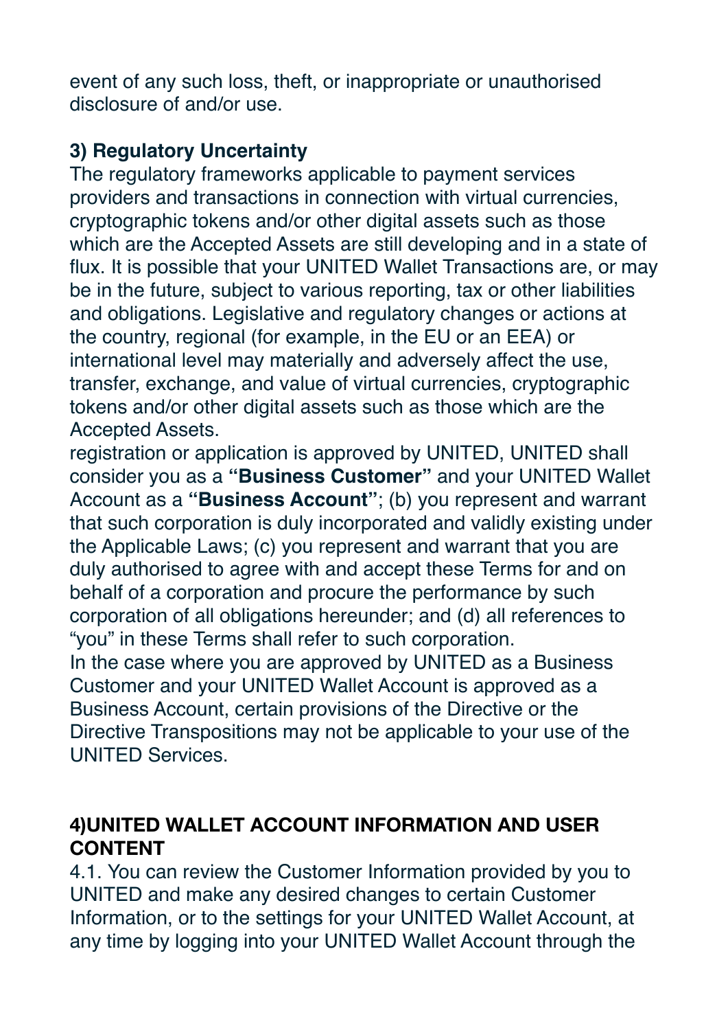event of any such loss, theft, or inappropriate or unauthorised disclosure of and/or use.

**3) Regulatory Uncertainty**

The regulatory frameworks applicable to payment services providers and transactions in connection with virtual currencies, cryptographic tokens and/or other digital assets such as those which are the Accepted Assets are still developing and in a state of flux. It is possible that your UNITED Wallet Transactions are, or may be in the future, subject to various reporting, tax or other liabilities and obligations. Legislative and regulatory changes or actions at the country, regional (for example, in the EU or an EEA) or international level may materially and adversely affect the use, transfer, exchange, and value of virtual currencies, cryptographic tokens and/or other digital assets such as those which are the Accepted Assets.

registration or application is approved by UNITED, UNITED shall consider you as a **"Business Customer"** and your UNITED Wallet Account as a **"Business Account"**; (b) you represent and warrant that such corporation is duly incorporated and validly existing under the Applicable Laws; (c) you represent and warrant that you are duly authorised to agree with and accept these Terms for and on behalf of a corporation and procure the performance by such corporation of all obligations hereunder; and (d) all references to "you" in these Terms shall refer to such corporation.

In the case where you are approved by UNITED as a Business Customer and your UNITED Wallet Account is approved as a Business Account, certain provisions of the Directive or the Directive Transpositions may not be applicable to your use of the UNITED Services.

**4)UNITED WALLET ACCOUNT INFORMATION AND USER CONTENT**

4.1. You can review the Customer Information provided by you to UNITED and make any desired changes to certain Customer Information, or to the settings for your UNITED Wallet Account, at any time by logging into your UNITED Wallet Account through the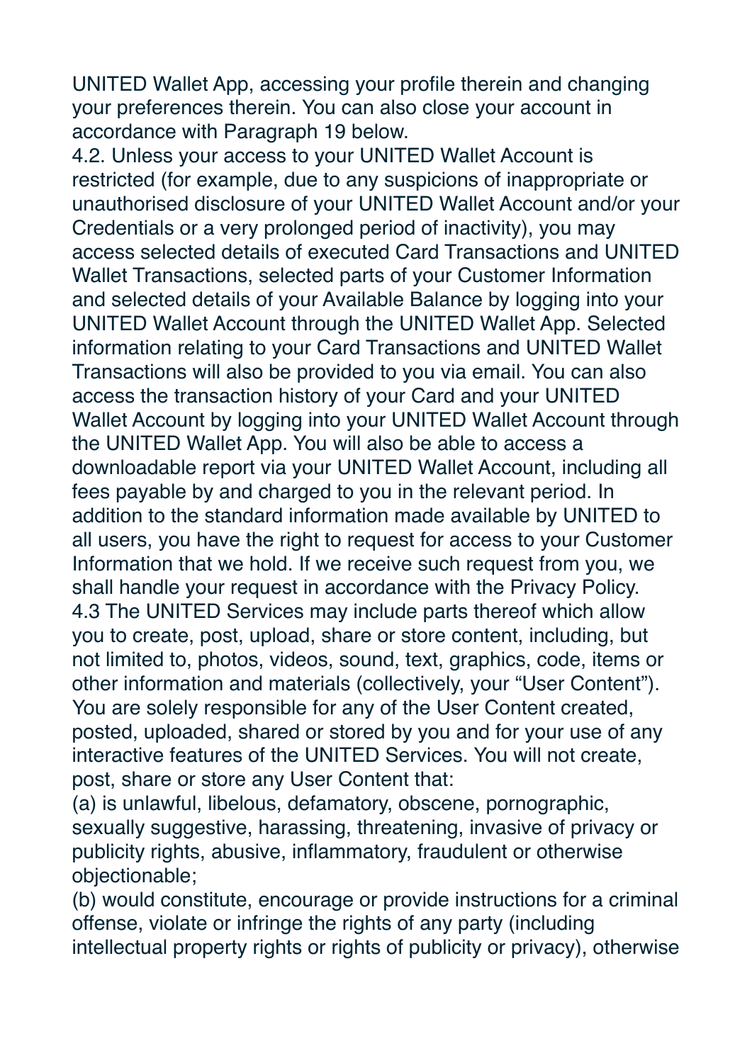UNITED Wallet App, accessing your profile therein and changing your preferences therein. You can also close your account in accordance with Paragraph 19 below.

4.2. Unless your access to your UNITED Wallet Account is restricted (for example, due to any suspicions of inappropriate or unauthorised disclosure of your UNITED Wallet Account and/or your Credentials or a very prolonged period of inactivity), you may access selected details of executed Card Transactions and UNITED Wallet Transactions, selected parts of your Customer Information and selected details of your Available Balance by logging into your UNITED Wallet Account through the UNITED Wallet App. Selected information relating to your Card Transactions and UNITED Wallet Transactions will also be provided to you via email. You can also access the transaction history of your Card and your UNITED Wallet Account by logging into your UNITED Wallet Account through the UNITED Wallet App. You will also be able to access a downloadable report via your UNITED Wallet Account, including all fees payable by and charged to you in the relevant period. In addition to the standard information made available by UNITED to all users, you have the right to request for access to your Customer Information that we hold. If we receive such request from you, we shall handle your request in accordance with the Privacy Policy.

4.3 The UNITED Services may include parts thereof which allow you to create, post, upload, share or store content, including, but not limited to, photos, videos, sound, text, graphics, code, items or other information and materials (collectively, your "User Content"). You are solely responsible for any of the User Content created, posted, uploaded, shared or stored by you and for your use of any interactive features of the UNITED Services. You will not create, post, share or store any User Content that:

(a) is unlawful, libelous, defamatory, obscene, pornographic, sexually suggestive, harassing, threatening, invasive of privacy or publicity rights, abusive, inflammatory, fraudulent or otherwise objectionable;

(b) would constitute, encourage or provide instructions for a criminal offense, violate or infringe the rights of any party (including intellectual property rights or rights of publicity or privacy), otherwise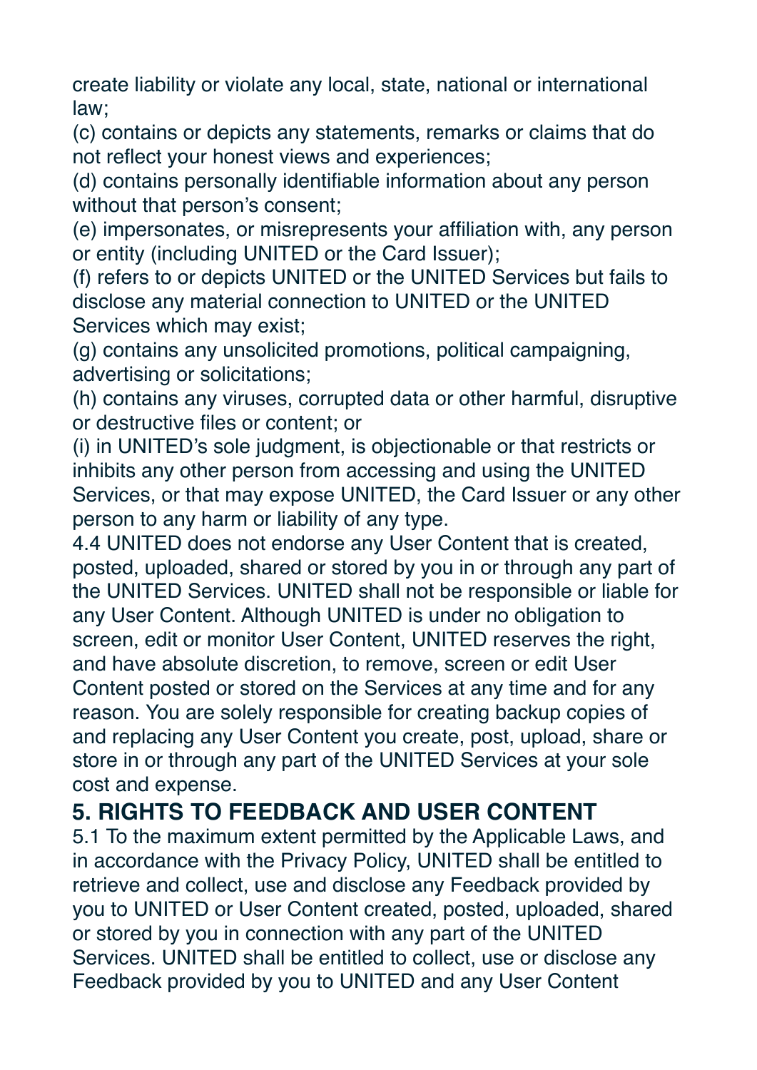create liability or violate any local, state, national or international law;

(c) contains or depicts any statements, remarks or claims that do not reflect your honest views and experiences;

(d) contains personally identifiable information about any person without that person's consent;

(e) impersonates, or misrepresents your affiliation with, any person or entity (including UNITED or the Card Issuer);

(f) refers to or depicts UNITED or the UNITED Services but fails to disclose any material connection to UNITED or the UNITED Services which may exist;

(g) contains any unsolicited promotions, political campaigning, advertising or solicitations;

(h) contains any viruses, corrupted data or other harmful, disruptive or destructive files or content; or

(i) in UNITED's sole judgment, is objectionable or that restricts or inhibits any other person from accessing and using the UNITED Services, or that may expose UNITED, the Card Issuer or any other person to any harm or liability of any type.

4.4 UNITED does not endorse any User Content that is created, posted, uploaded, shared or stored by you in or through any part of the UNITED Services. UNITED shall not be responsible or liable for any User Content. Although UNITED is under no obligation to screen, edit or monitor User Content, UNITED reserves the right, and have absolute discretion, to remove, screen or edit User Content posted or stored on the Services at any time and for any reason. You are solely responsible for creating backup copies of and replacing any User Content you create, post, upload, share or store in or through any part of the UNITED Services at your sole cost and expense.

## 5. RIGHTS TO FEEDBACK AND USER CONTENT

5.1 To the maximum extent permitted by the Applicable Laws, and in accordance with the Privacy Policy, UNITED shall be entitled to retrieve and collect, use and disclose any Feedback provided by you to UNITED or User Content created, posted, uploaded, shared or stored by you in connection with any part of the UNITED Services. UNITED shall be entitled to collect, use or disclose any Feedback provided by you to UNITED and any User Content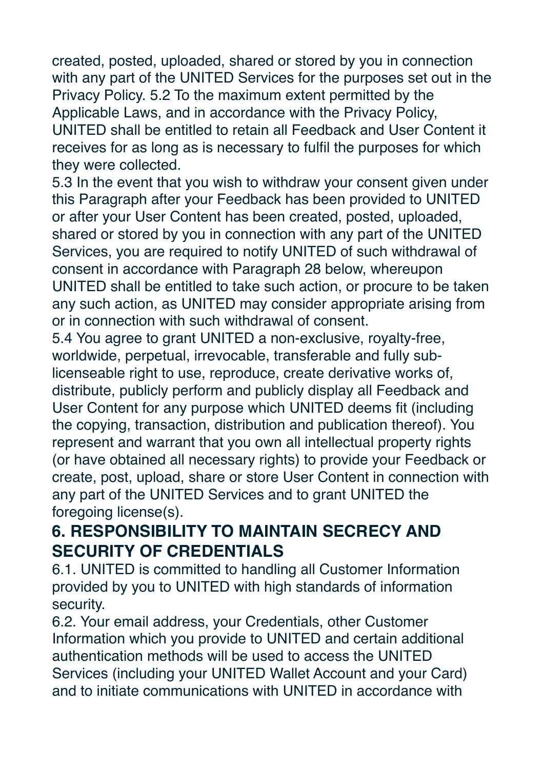created, posted, uploaded, shared or stored by you in connection with any part of the UNITED Services for the purposes set out in the Privacy Policy. 5.2 To the maximum extent permitted by the Applicable Laws, and in accordance with the Privacy Policy, UNITED shall be entitled to retain all Feedback and User Content it receives for as long as is necessary to fulfil the purposes for which they were collected.

5.3 In the event that you wish to withdraw your consent given under this Paragraph after your Feedback has been provided to UNITED or after your User Content has been created, posted, uploaded, shared or stored by you in connection with any part of the UNITED Services, you are required to notify UNITED of such withdrawal of consent in accordance with Paragraph 28 below, whereupon UNITED shall be entitled to take such action, or procure to be taken any such action, as UNITED may consider appropriate arising from or in connection with such withdrawal of consent.

5.4 You agree to grant UNITED a non-exclusive, royalty-free, worldwide, perpetual, irrevocable, transferable and fully sub-licenseable right to use, reproduce, create derivative works of, distribute, publicly perform and publicly display all Feedback and User Content for any purpose which UNITED deems fit (including the copying, transaction, distribution and publication thereof). You represent and warrant that you own all intellectual property rights (or have obtained all necessary rights) to provide your Feedback or create, post, upload, share or store User Content in connection with any part of the UNITED Services and to grant UNITED the foregoing license(s).

## 6. RESPONSIBILITY TO MAINTAIN SECRECY AND SECURITY OF CREDENTIALS

6.1. UNITED is committed to handling all Customer Information provided by you to UNITED with high standards of information security.

6.2. Your email address, your Credentials, other Customer Information which you provide to UNITED and certain additional authentication methods will be used to access the UNITED Services (including your UNITED Wallet Account and your Card) and to initiate communications with UNITED in accordance with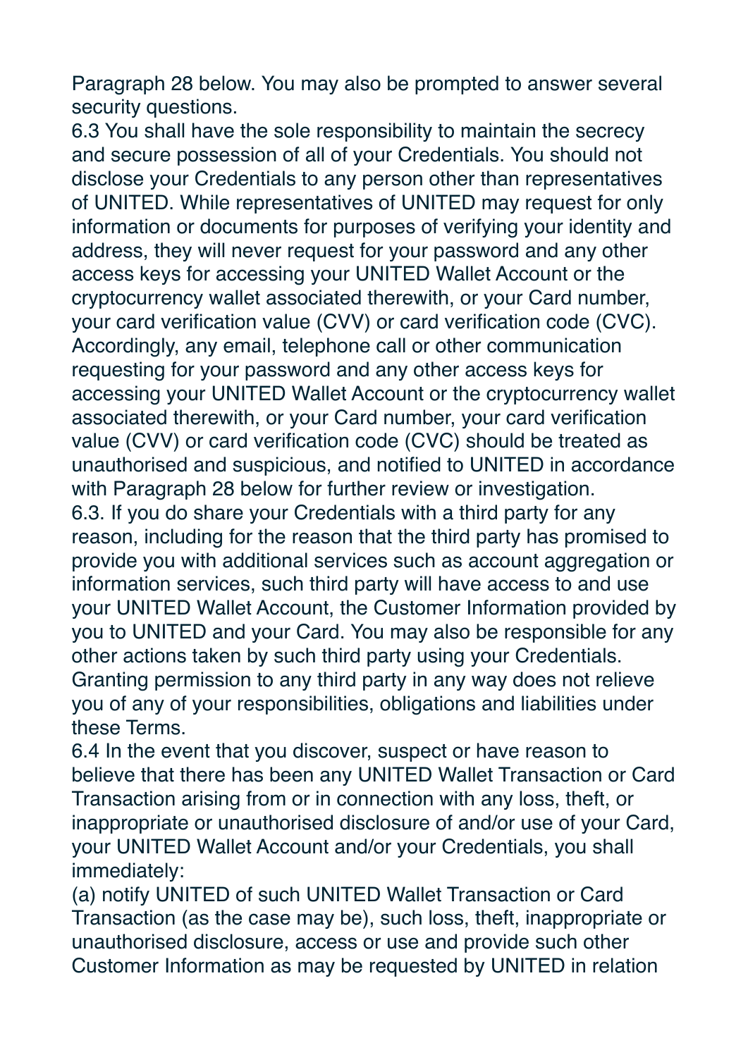Paragraph 28 below. You may also be prompted to answer several security questions.

6.3 You shall have the sole responsibility to maintain the secrecy and secure possession of all of your Credentials. You should not disclose your Credentials to any person other than representatives of UNITED. While representatives of UNITED may request for only information or documents for purposes of verifying your identity and address, they will never request for your password and any other access keys for accessing your UNITED Wallet Account or the cryptocurrency wallet associated therewith, or your Card number, your card verification value (CVV) or card verification code (CVC). Accordingly, any email, telephone call or other communication requesting for your password and any other access keys for accessing your UNITED Wallet Account or the cryptocurrency wallet associated therewith, or your Card number, your card verification value (CVV) or card verification code (CVC) should be treated as unauthorised and suspicious, and notified to UNITED in accordance with Paragraph 28 below for further review or investigation.

6.3. If you do share your Credentials with a third party for any reason, including for the reason that the third party has promised to provide you with additional services such as account aggregation or information services, such third party will have access to and use your UNITED Wallet Account, the Customer Information provided by you to UNITED and your Card. You may also be responsible for any other actions taken by such third party using your Credentials. Granting permission to any third party in any way does not relieve you of any of your responsibilities, obligations and liabilities under these Terms.

6.4 In the event that you discover, suspect or have reason to believe that there has been any UNITED Wallet Transaction or Card Transaction arising from or in connection with any loss, theft, or inappropriate or unauthorised disclosure of and/or use of your Card, your UNITED Wallet Account and/or your Credentials, you shall immediately:

(a) notify UNITED of such UNITED Wallet Transaction or Card Transaction (as the case may be), such loss, theft, inappropriate or unauthorised disclosure, access or use and provide such other Customer Information as may be requested by UNITED in relation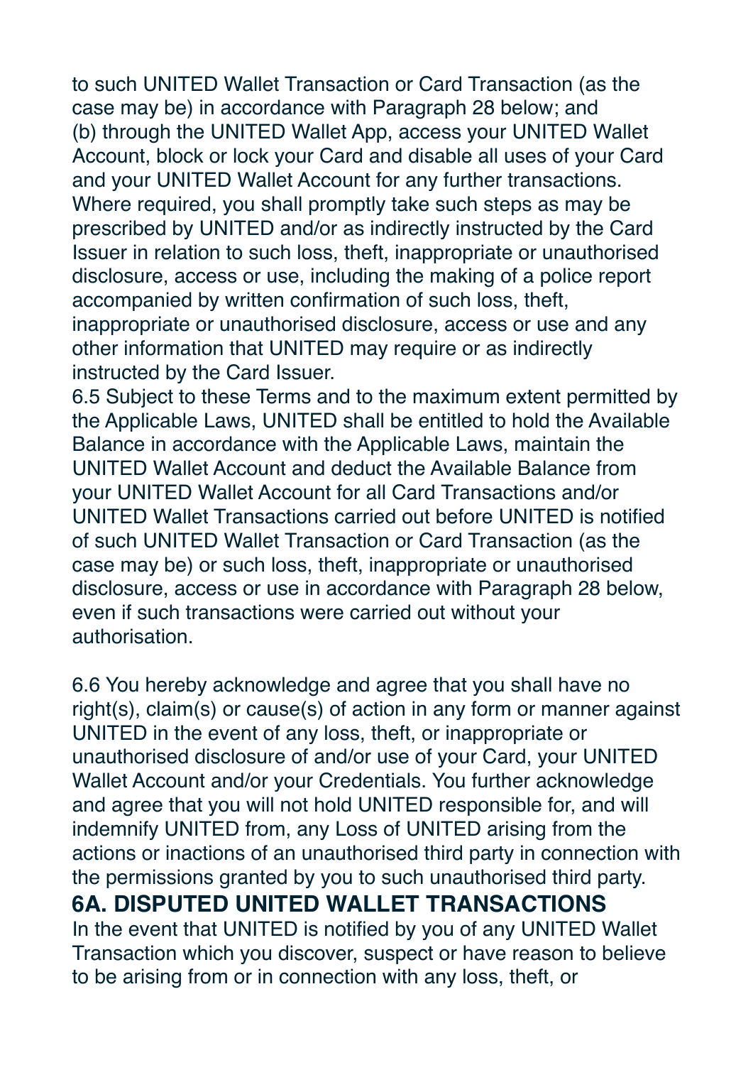to such UNITED Wallet Transaction or Card Transaction (as the case may be) in accordance with Paragraph 28 below; and

(b) through the UNITED Wallet App, access your UNITED Wallet Account, block or lock your Card and disable all uses of your Card and your UNITED Wallet Account for any further transactions. Where required, you shall promptly take such steps as may be prescribed by UNITED and/or as indirectly instructed by the Card Issuer in relation to such loss, theft, inappropriate or unauthorised disclosure, access or use, including the making of a police report accompanied by written confirmation of such loss, theft, inappropriate or unauthorised disclosure, access or use and any other information that UNITED may require or as indirectly instructed by the Card Issuer.

6.5 Subject to these Terms and to the maximum extent permitted by the Applicable Laws, UNITED shall be entitled to hold the Available Balance in accordance with the Applicable Laws, maintain the UNITED Wallet Account and deduct the Available Balance from your UNITED Wallet Account for all Card Transactions and/or UNITED Wallet Transactions carried out before UNITED is notified of such UNITED Wallet Transaction or Card Transaction (as the case may be) or such loss, theft, inappropriate or unauthorised disclosure, access or use in accordance with Paragraph 28 below, even if such transactions were carried out without your authorisation.

6.6 You hereby acknowledge and agree that you shall have no right(s), claim(s) or cause(s) of action in any form or manner against UNITED in the event of any loss, theft, or inappropriate or unauthorised disclosure of and/or use of your Card, your UNITED Wallet Account and/or your Credentials. You further acknowledge and agree that you will not hold UNITED responsible for, and will indemnify UNITED from, any Loss of UNITED arising from the actions or inactions of an unauthorised third party in connection with the permissions granted by you to such unauthorised third party.

## 6A. DISPUTED UNITED WALLET TRANSACTIONS

In the event that UNITED is notified by you of any UNITED Wallet Transaction which you discover, suspect or have reason to believe to be arising from or in connection with any loss, theft, or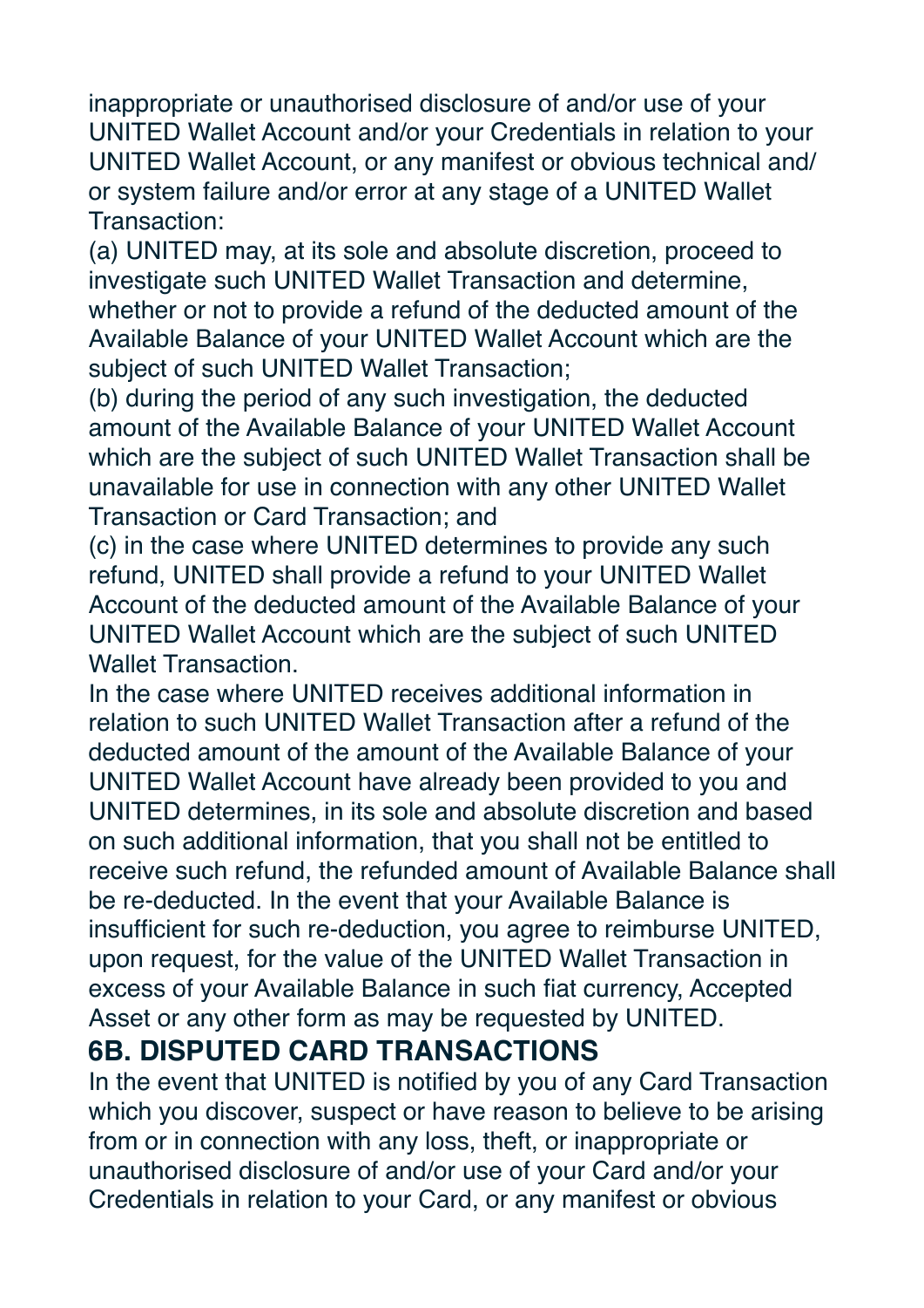inappropriate or unauthorised disclosure of and/or use of your UNITED Wallet Account and/or your Credentials in relation to your UNITED Wallet Account, or any manifest or obvious technical and/or system failure and/or error at any stage of a UNITED Wallet Transaction:

(a) UNITED may, at its sole and absolute discretion, proceed to investigate such UNITED Wallet Transaction and determine, whether or not to provide a refund of the deducted amount of the Available Balance of your UNITED Wallet Account which are the subject of such UNITED Wallet Transaction;

(b) during the period of any such investigation, the deducted amount of the Available Balance of your UNITED Wallet Account which are the subject of such UNITED Wallet Transaction shall be unavailable for use in connection with any other UNITED Wallet Transaction or Card Transaction; and

(c) in the case where UNITED determines to provide any such refund, UNITED shall provide a refund to your UNITED Wallet Account of the deducted amount of the Available Balance of your UNITED Wallet Account which are the subject of such UNITED Wallet Transaction.

In the case where UNITED receives additional information in relation to such UNITED Wallet Transaction after a refund of the deducted amount of the amount of the Available Balance of your UNITED Wallet Account have already been provided to you and UNITED determines, in its sole and absolute discretion and based on such additional information, that you shall not be entitled to receive such refund, the refunded amount of Available Balance shall be re-deducted. In the event that your Available Balance is insufficient for such re-deduction, you agree to reimburse UNITED, upon request, for the value of the UNITED Wallet Transaction in excess of your Available Balance in such fiat currency, Accepted Asset or any other form as may be requested by UNITED.

## 6B. DISPUTED CARD TRANSACTIONS

In the event that UNITED is notified by you of any Card Transaction which you discover, suspect or have reason to believe to be arising from or in connection with any loss, theft, or inappropriate or unauthorised disclosure of and/or use of your Card and/or your Credentials in relation to your Card, or any manifest or obvious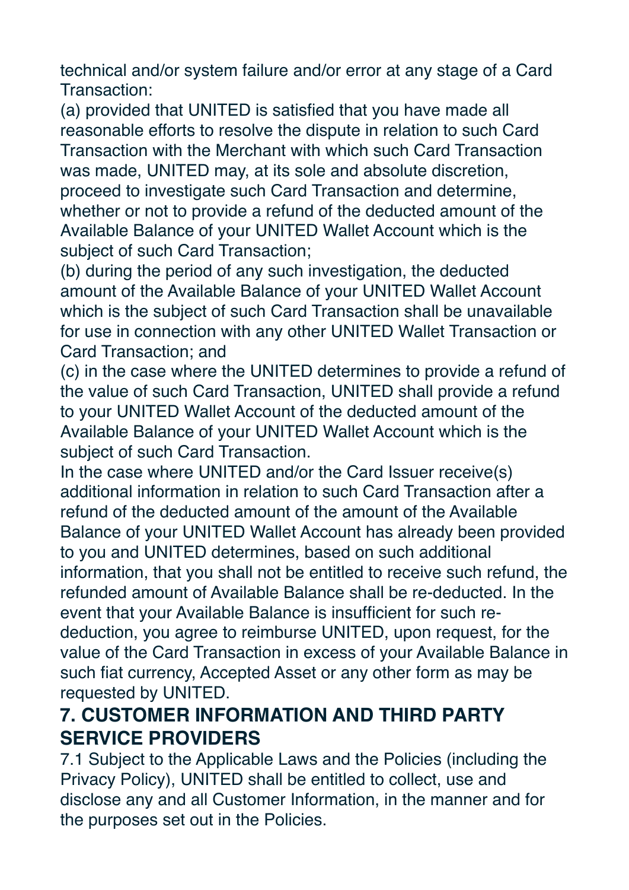technical and/or system failure and/or error at any stage of a Card Transaction:

(a) provided that UNITED is satisfied that you have made all reasonable efforts to resolve the dispute in relation to such Card Transaction with the Merchant with which such Card Transaction was made, UNITED may, at its sole and absolute discretion, proceed to investigate such Card Transaction and determine, whether or not to provide a refund of the deducted amount of the Available Balance of your UNITED Wallet Account which is the subject of such Card Transaction;

(b) during the period of any such investigation, the deducted amount of the Available Balance of your UNITED Wallet Account which is the subject of such Card Transaction shall be unavailable for use in connection with any other UNITED Wallet Transaction or Card Transaction; and

(c) in the case where the UNITED determines to provide a refund of the value of such Card Transaction, UNITED shall provide a refund to your UNITED Wallet Account of the deducted amount of the Available Balance of your UNITED Wallet Account which is the subject of such Card Transaction.

In the case where UNITED and/or the Card Issuer receive(s) additional information in relation to such Card Transaction after a refund of the deducted amount of the amount of the Available Balance of your UNITED Wallet Account has already been provided to you and UNITED determines, based on such additional information, that you shall not be entitled to receive such refund, the refunded amount of Available Balance shall be re-deducted. In the event that your Available Balance is insufficient for such re-deduction, you agree to reimburse UNITED, upon request, for the value of the Card Transaction in excess of your Available Balance in such fiat currency, Accepted Asset or any other form as may be requested by UNITED.

## 7. CUSTOMER INFORMATION AND THIRD PARTY SERVICE PROVIDERS

7.1 Subject to the Applicable Laws and the Policies (including the Privacy Policy), UNITED shall be entitled to collect, use and disclose any and all Customer Information, in the manner and for the purposes set out in the Policies.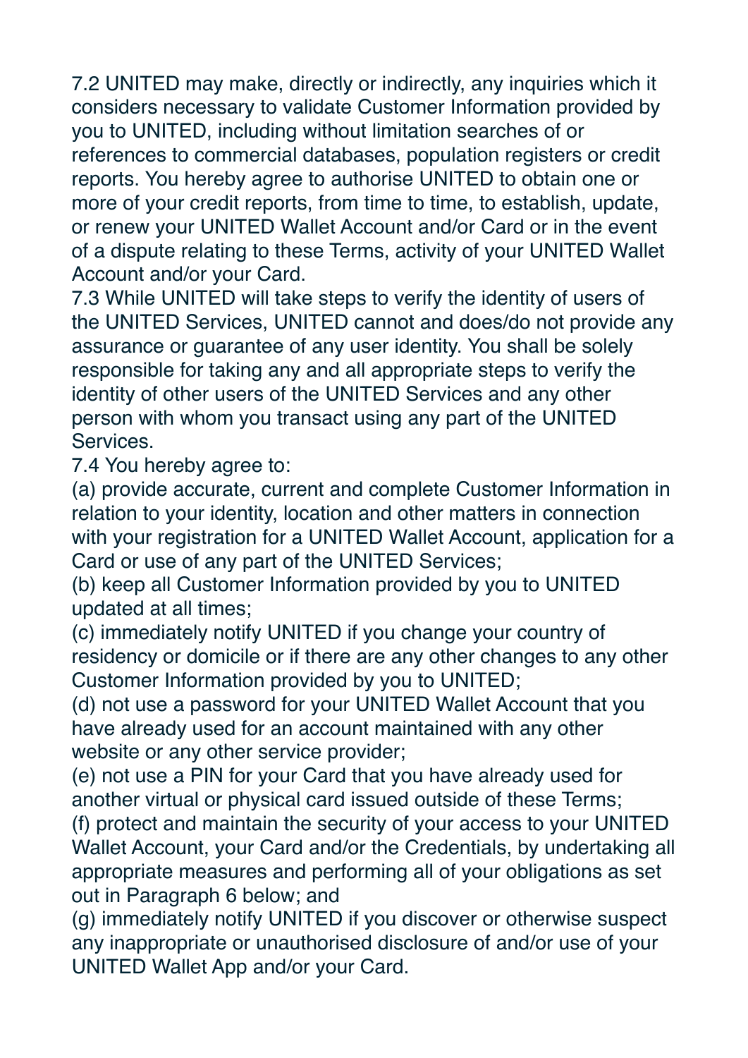7.2 UNITED may make, directly or indirectly, any inquiries which it considers necessary to validate Customer Information provided by you to UNITED, including without limitation searches of or references to commercial databases, population registers or credit reports. You hereby agree to authorise UNITED to obtain one or more of your credit reports, from time to time, to establish, update, or renew your UNITED Wallet Account and/or Card or in the event of a dispute relating to these Terms, activity of your UNITED Wallet Account and/or your Card.

7.3 While UNITED will take steps to verify the identity of users of the UNITED Services, UNITED cannot and does/do not provide any assurance or guarantee of any user identity. You shall be solely responsible for taking any and all appropriate steps to verify the identity of other users of the UNITED Services and any other person with whom you transact using any part of the UNITED Services.

7.4 You hereby agree to:

(a) provide accurate, current and complete Customer Information in relation to your identity, location and other matters in connection with your registration for a UNITED Wallet Account, application for a Card or use of any part of the UNITED Services;

(b) keep all Customer Information provided by you to UNITED updated at all times;

(c) immediately notify UNITED if you change your country of residency or domicile or if there are any other changes to any other Customer Information provided by you to UNITED;

(d) not use a password for your UNITED Wallet Account that you have already used for an account maintained with any other website or any other service provider;

(e) not use a PIN for your Card that you have already used for another virtual or physical card issued outside of these Terms;

(f) protect and maintain the security of your access to your UNITED Wallet Account, your Card and/or the Credentials, by undertaking all appropriate measures and performing all of your obligations as set out in Paragraph 6 below; and

(g) immediately notify UNITED if you discover or otherwise suspect any inappropriate or unauthorised disclosure of and/or use of your UNITED Wallet App and/or your Card.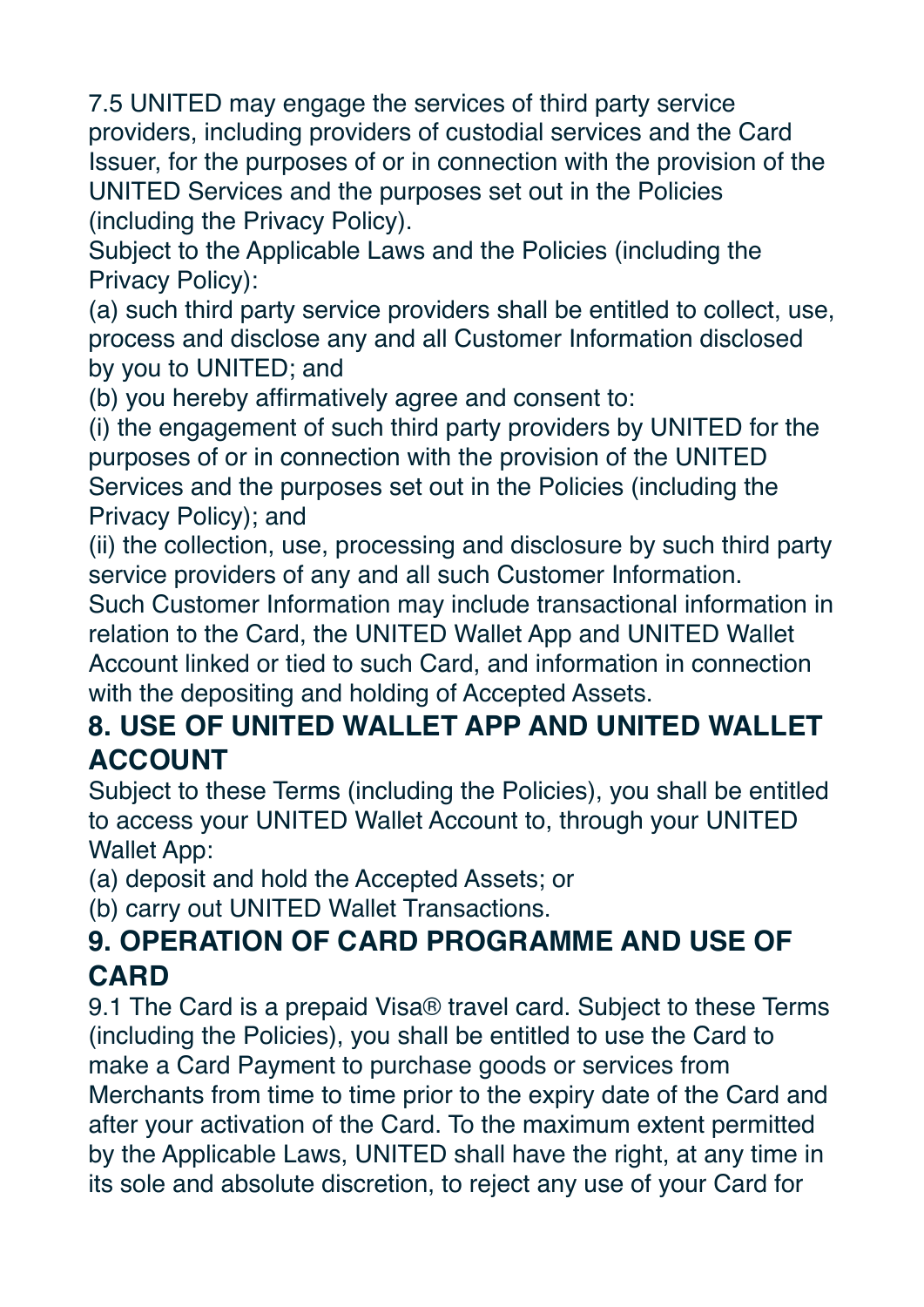7.5 UNITED may engage the services of third party service providers, including providers of custodial services and the Card Issuer, for the purposes of or in connection with the provision of the UNITED Services and the purposes set out in the Policies (including the Privacy Policy).

Subject to the Applicable Laws and the Policies (including the Privacy Policy):

(a) such third party service providers shall be entitled to collect, use, process and disclose any and all Customer Information disclosed by you to UNITED; and

(b) you hereby affirmatively agree and consent to:

(i) the engagement of such third party providers by UNITED for the purposes of or in connection with the provision of the UNITED Services and the purposes set out in the Policies (including the Privacy Policy); and

(ii) the collection, use, processing and disclosure by such third party service providers of any and all such Customer Information.

Such Customer Information may include transactional information in relation to the Card, the UNITED Wallet App and UNITED Wallet Account linked or tied to such Card, and information in connection with the depositing and holding of Accepted Assets.

## 8. USE OF UNITED WALLET APP AND UNITED WALLET ACCOUNT

Subject to these Terms (including the Policies), you shall be entitled to access your UNITED Wallet Account to, through your UNITED Wallet App:

(a) deposit and hold the Accepted Assets; or

(b) carry out UNITED Wallet Transactions.

## 9. OPERATION OF CARD PROGRAMME AND USE OF CARD

9.1 The Card is a prepaid Visa® travel card. Subject to these Terms (including the Policies), you shall be entitled to use the Card to make a Card Payment to purchase goods or services from Merchants from time to time prior to the expiry date of the Card and after your activation of the Card. To the maximum extent permitted by the Applicable Laws, UNITED shall have the right, at any time in its sole and absolute discretion, to reject any use of your Card for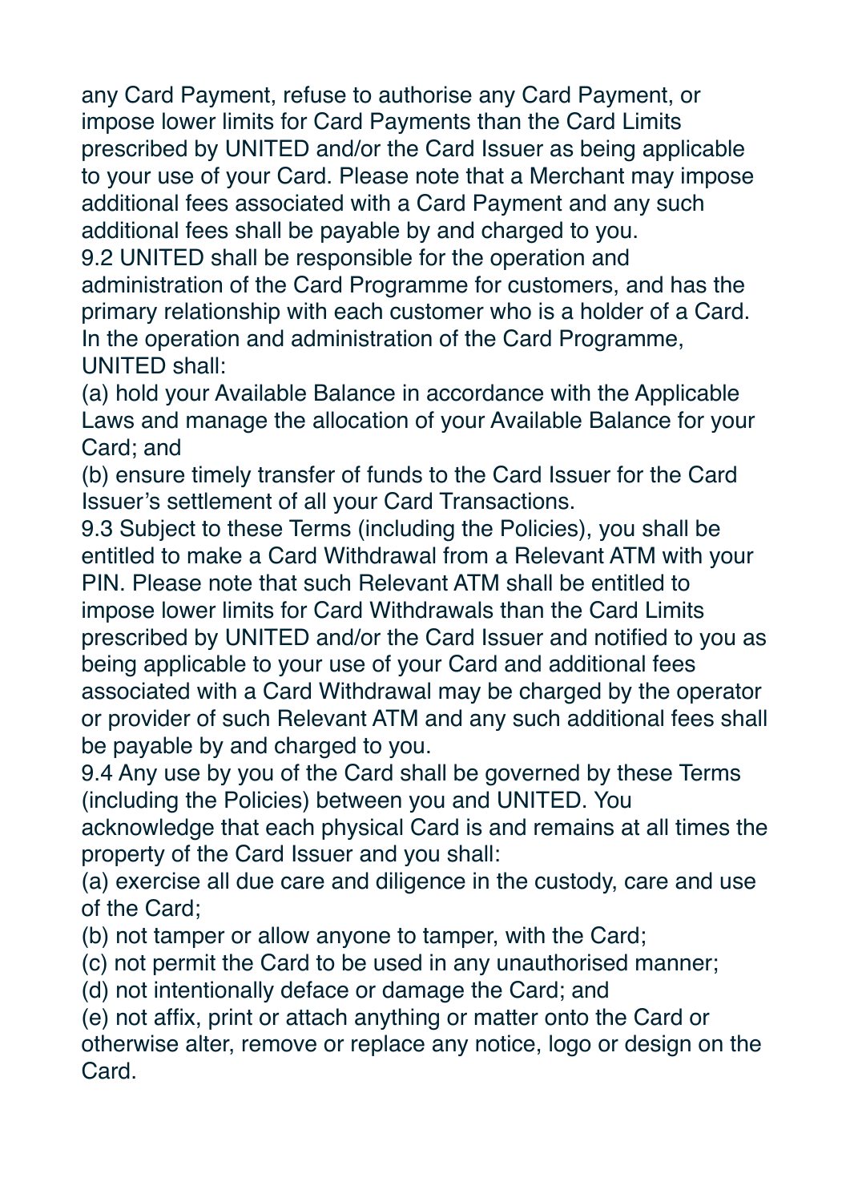any Card Payment, refuse to authorise any Card Payment, or impose lower limits for Card Payments than the Card Limits prescribed by UNITED and/or the Card Issuer as being applicable to your use of your Card. Please note that a Merchant may impose additional fees associated with a Card Payment and any such additional fees shall be payable by and charged to you.

9.2 UNITED shall be responsible for the operation and administration of the Card Programme for customers, and has the primary relationship with each customer who is a holder of a Card. In the operation and administration of the Card Programme, UNITED shall:

(a) hold your Available Balance in accordance with the Applicable Laws and manage the allocation of your Available Balance for your Card; and

(b) ensure timely transfer of funds to the Card Issuer for the Card Issuer's settlement of all your Card Transactions.

9.3 Subject to these Terms (including the Policies), you shall be entitled to make a Card Withdrawal from a Relevant ATM with your PIN. Please note that such Relevant ATM shall be entitled to impose lower limits for Card Withdrawals than the Card Limits prescribed by UNITED and/or the Card Issuer and notified to you as being applicable to your use of your Card and additional fees associated with a Card Withdrawal may be charged by the operator or provider of such Relevant ATM and any such additional fees shall be payable by and charged to you.

9.4 Any use by you of the Card shall be governed by these Terms (including the Policies) between you and UNITED. You acknowledge that each physical Card is and remains at all times the property of the Card Issuer and you shall:

(a) exercise all due care and diligence in the custody, care and use of the Card;

(b) not tamper or allow anyone to tamper, with the Card;

(c) not permit the Card to be used in any unauthorised manner;

(d) not intentionally deface or damage the Card; and

(e) not affix, print or attach anything or matter onto the Card or otherwise alter, remove or replace any notice, logo or design on the Card.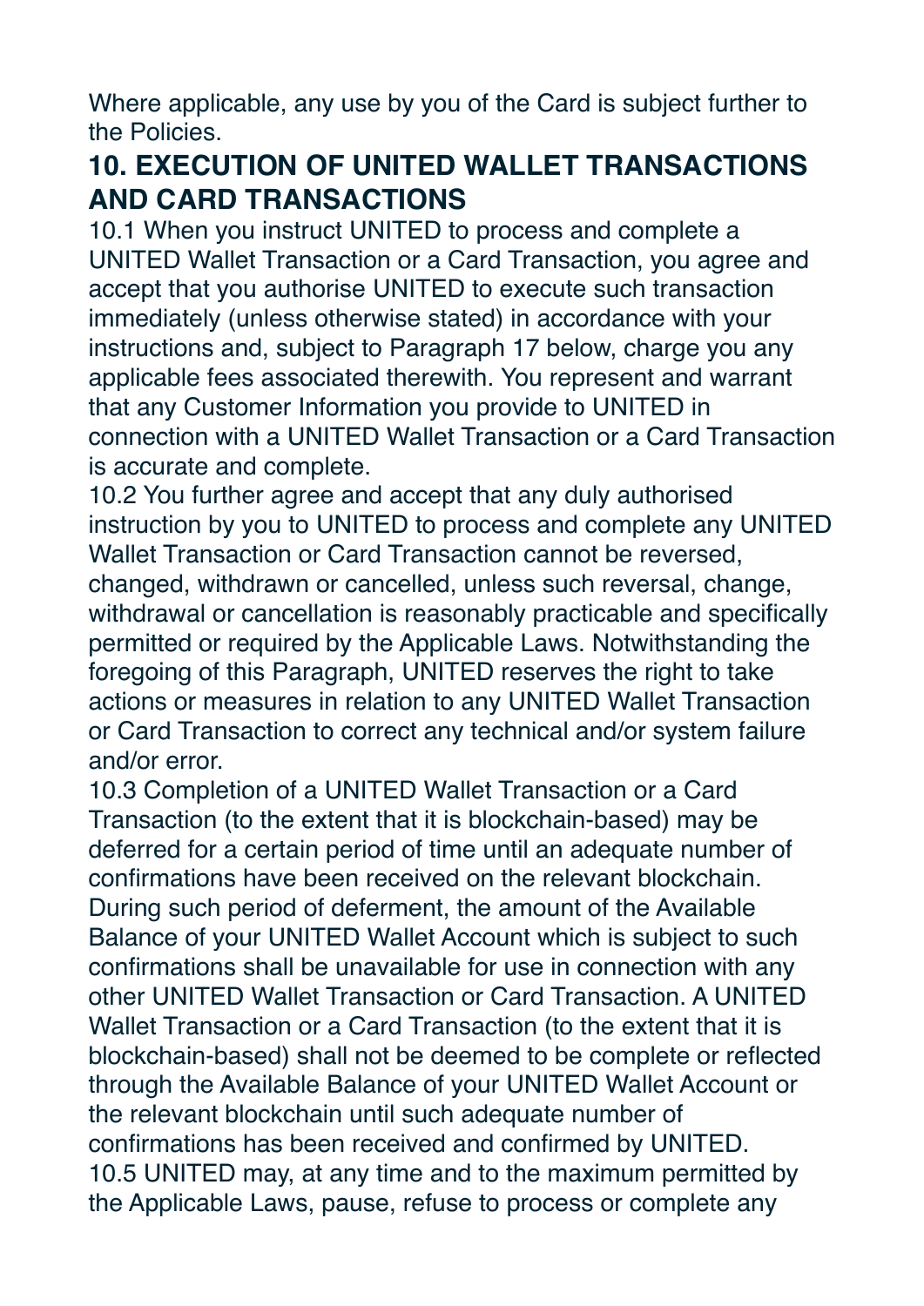Where applicable, any use by you of the Card is subject further to the Policies.

## 10. EXECUTION OF UNITED WALLET TRANSACTIONS AND CARD TRANSACTIONS

10.1 When you instruct UNITED to process and complete a UNITED Wallet Transaction or a Card Transaction, you agree and accept that you authorise UNITED to execute such transaction immediately (unless otherwise stated) in accordance with your instructions and, subject to Paragraph 17 below, charge you any applicable fees associated therewith. You represent and warrant that any Customer Information you provide to UNITED in connection with a UNITED Wallet Transaction or a Card Transaction is accurate and complete.

10.2 You further agree and accept that any duly authorised instruction by you to UNITED to process and complete any UNITED Wallet Transaction or Card Transaction cannot be reversed, changed, withdrawn or cancelled, unless such reversal, change, withdrawal or cancellation is reasonably practicable and specifically permitted or required by the Applicable Laws. Notwithstanding the foregoing of this Paragraph, UNITED reserves the right to take actions or measures in relation to any UNITED Wallet Transaction or Card Transaction to correct any technical and/or system failure and/or error.

10.3 Completion of a UNITED Wallet Transaction or a Card Transaction (to the extent that it is blockchain-based) may be deferred for a certain period of time until an adequate number of confirmations have been received on the relevant blockchain. During such period of deferment, the amount of the Available Balance of your UNITED Wallet Account which is subject to such confirmations shall be unavailable for use in connection with any other UNITED Wallet Transaction or Card Transaction. A UNITED Wallet Transaction or a Card Transaction (to the extent that it is blockchain-based) shall not be deemed to be complete or reflected through the Available Balance of your UNITED Wallet Account or the relevant blockchain until such adequate number of confirmations has been received and confirmed by UNITED.

10.5 UNITED may, at any time and to the maximum permitted by the Applicable Laws, pause, refuse to process or complete any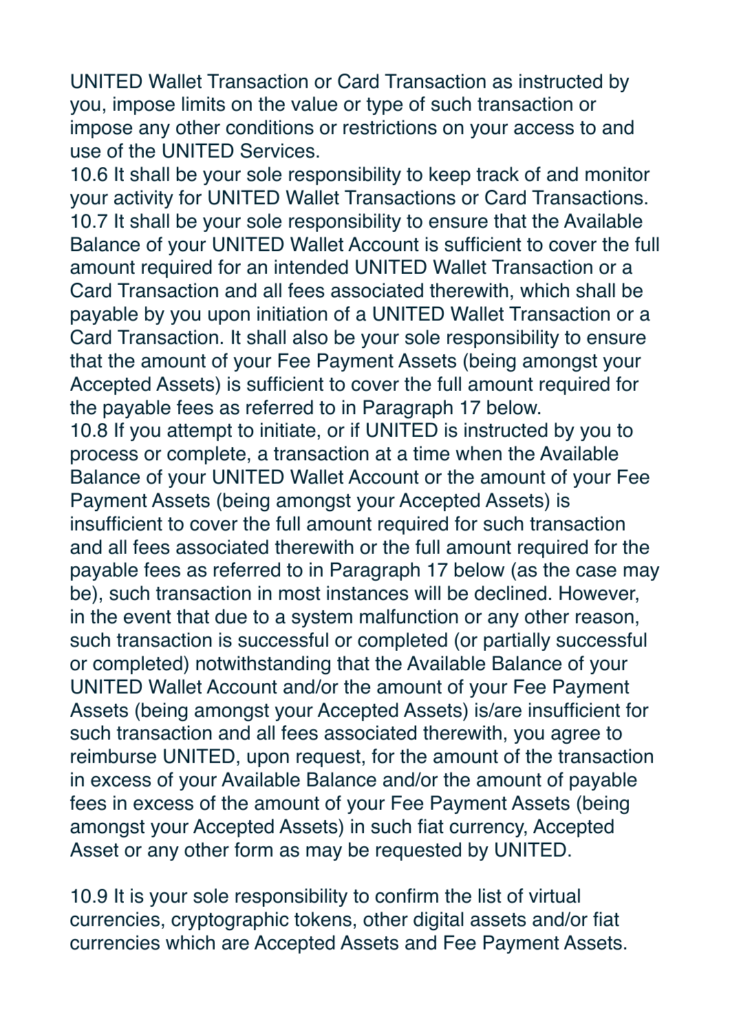UNITED Wallet Transaction or Card Transaction as instructed by you, impose limits on the value or type of such transaction or impose any other conditions or restrictions on your access to and use of the UNITED Services.

10.6 It shall be your sole responsibility to keep track of and monitor your activity for UNITED Wallet Transactions or Card Transactions.

10.7 It shall be your sole responsibility to ensure that the Available Balance of your UNITED Wallet Account is sufficient to cover the full amount required for an intended UNITED Wallet Transaction or a Card Transaction and all fees associated therewith, which shall be payable by you upon initiation of a UNITED Wallet Transaction or a Card Transaction. It shall also be your sole responsibility to ensure that the amount of your Fee Payment Assets (being amongst your Accepted Assets) is sufficient to cover the full amount required for the payable fees as referred to in Paragraph 17 below.

10.8 If you attempt to initiate, or if UNITED is instructed by you to process or complete, a transaction at a time when the Available Balance of your UNITED Wallet Account or the amount of your Fee Payment Assets (being amongst your Accepted Assets) is insufficient to cover the full amount required for such transaction and all fees associated therewith or the full amount required for the payable fees as referred to in Paragraph 17 below (as the case may be), such transaction in most instances will be declined. However, in the event that due to a system malfunction or any other reason, such transaction is successful or completed (or partially successful or completed) notwithstanding that the Available Balance of your UNITED Wallet Account and/or the amount of your Fee Payment Assets (being amongst your Accepted Assets) is/are insufficient for such transaction and all fees associated therewith, you agree to reimburse UNITED, upon request, for the amount of the transaction in excess of your Available Balance and/or the amount of payable fees in excess of the amount of your Fee Payment Assets (being amongst your Accepted Assets) in such fiat currency, Accepted Asset or any other form as may be requested by UNITED.

10.9 It is your sole responsibility to confirm the list of virtual currencies, cryptographic tokens, other digital assets and/or fiat currencies which are Accepted Assets and Fee Payment Assets.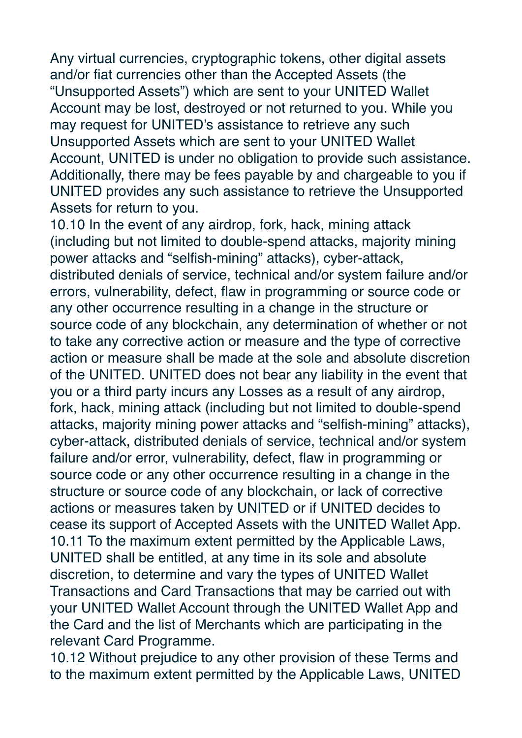Any virtual currencies, cryptographic tokens, other digital assets and/or fiat currencies other than the Accepted Assets (the "Unsupported Assets") which are sent to your UNITED Wallet Account may be lost, destroyed or not returned to you. While you may request for UNITED's assistance to retrieve any such Unsupported Assets which are sent to your UNITED Wallet Account, UNITED is under no obligation to provide such assistance. Additionally, there may be fees payable by and chargeable to you if UNITED provides any such assistance to retrieve the Unsupported Assets for return to you.

10.10 In the event of any airdrop, fork, hack, mining attack (including but not limited to double-spend attacks, majority mining power attacks and "selfish-mining" attacks), cyber-attack, distributed denials of service, technical and/or system failure and/or errors, vulnerability, defect, flaw in programming or source code or any other occurrence resulting in a change in the structure or source code of any blockchain, any determination of whether or not to take any corrective action or measure and the type of corrective action or measure shall be made at the sole and absolute discretion of the UNITED. UNITED does not bear any liability in the event that you or a third party incurs any Losses as a result of any airdrop, fork, hack, mining attack (including but not limited to double-spend attacks, majority mining power attacks and "selfish-mining" attacks), cyber-attack, distributed denials of service, technical and/or system failure and/or error, vulnerability, defect, flaw in programming or source code or any other occurrence resulting in a change in the structure or source code of any blockchain, or lack of corrective actions or measures taken by UNITED or if UNITED decides to cease its support of Accepted Assets with the UNITED Wallet App.

10.11 To the maximum extent permitted by the Applicable Laws, UNITED shall be entitled, at any time in its sole and absolute discretion, to determine and vary the types of UNITED Wallet Transactions and Card Transactions that may be carried out with your UNITED Wallet Account through the UNITED Wallet App and the Card and the list of Merchants which are participating in the relevant Card Programme.

10.12 Without prejudice to any other provision of these Terms and to the maximum extent permitted by the Applicable Laws, UNITED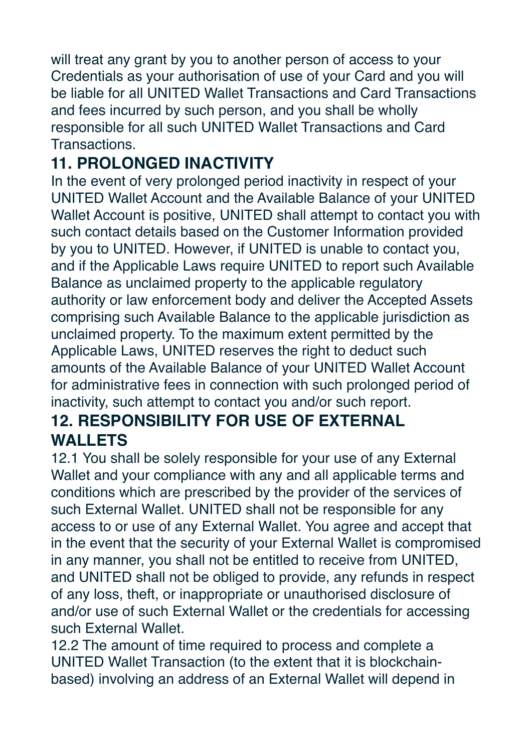will treat any grant by you to another person of access to your Credentials as your authorisation of use of your Card and you will be liable for all UNITED Wallet Transactions and Card Transactions and fees incurred by such person, and you shall be wholly responsible for all such UNITED Wallet Transactions and Card Transactions.

## 11. PROLONGED INACTIVITY

In the event of very prolonged period inactivity in respect of your UNITED Wallet Account and the Available Balance of your UNITED Wallet Account is positive, UNITED shall attempt to contact you with such contact details based on the Customer Information provided by you to UNITED. However, if UNITED is unable to contact you, and if the Applicable Laws require UNITED to report such Available Balance as unclaimed property to the applicable regulatory authority or law enforcement body and deliver the Accepted Assets comprising such Available Balance to the applicable jurisdiction as unclaimed property. To the maximum extent permitted by the Applicable Laws, UNITED reserves the right to deduct such amounts of the Available Balance of your UNITED Wallet Account for administrative fees in connection with such prolonged period of inactivity, such attempt to contact you and/or such report.

## 12. RESPONSIBILITY FOR USE OF EXTERNAL WALLETS

12.1 You shall be solely responsible for your use of any External Wallet and your compliance with any and all applicable terms and conditions which are prescribed by the provider of the services of such External Wallet. UNITED shall not be responsible for any access to or use of any External Wallet. You agree and accept that in the event that the security of your External Wallet is compromised in any manner, you shall not be entitled to receive from UNITED, and UNITED shall not be obliged to provide, any refunds in respect of any loss, theft, or inappropriate or unauthorised disclosure of and/or use of such External Wallet or the credentials for accessing such External Wallet.

12.2 The amount of time required to process and complete a UNITED Wallet Transaction (to the extent that it is blockchain-based) involving an address of an External Wallet will depend in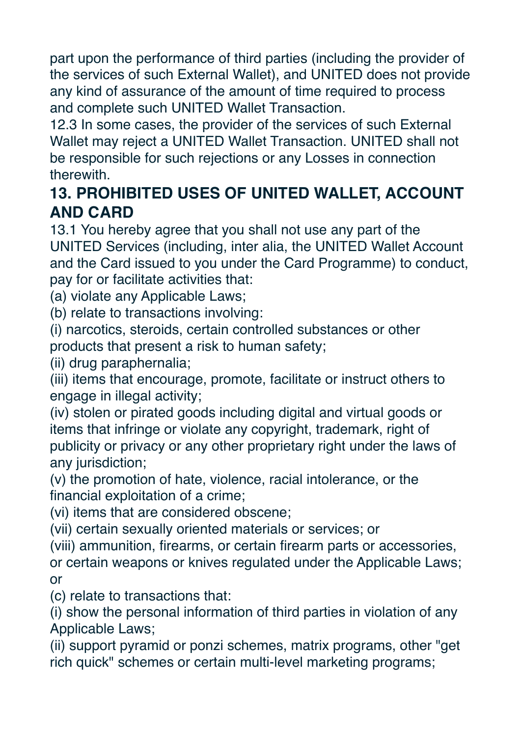part upon the performance of third parties (including the provider of the services of such External Wallet), and UNITED does not provide any kind of assurance of the amount of time required to process and complete such UNITED Wallet Transaction.

12.3 In some cases, the provider of the services of such External Wallet may reject a UNITED Wallet Transaction. UNITED shall not be responsible for such rejections or any Losses in connection therewith.

## 13. PROHIBITED USES OF UNITED WALLET, ACCOUNT AND CARD

13.1 You hereby agree that you shall not use any part of the UNITED Services (including, inter alia, the UNITED Wallet Account and the Card issued to you under the Card Programme) to conduct, pay for or facilitate activities that:

(a) violate any Applicable Laws;

(b) relate to transactions involving:

(i) narcotics, steroids, certain controlled substances or other products that present a risk to human safety;

(ii) drug paraphernalia;

(iii) items that encourage, promote, facilitate or instruct others to engage in illegal activity;

(iv) stolen or pirated goods including digital and virtual goods or items that infringe or violate any copyright, trademark, right of publicity or privacy or any other proprietary right under the laws of any jurisdiction;

(v) the promotion of hate, violence, racial intolerance, or the financial exploitation of a crime;

(vi) items that are considered obscene;

(vii) certain sexually oriented materials or services; or

(viii) ammunition, firearms, or certain firearm parts or accessories, or certain weapons or knives regulated under the Applicable Laws; or

(c) relate to transactions that:

(i) show the personal information of third parties in violation of any Applicable Laws;

(ii) support pyramid or ponzi schemes, matrix programs, other "get rich quick" schemes or certain multi-level marketing programs;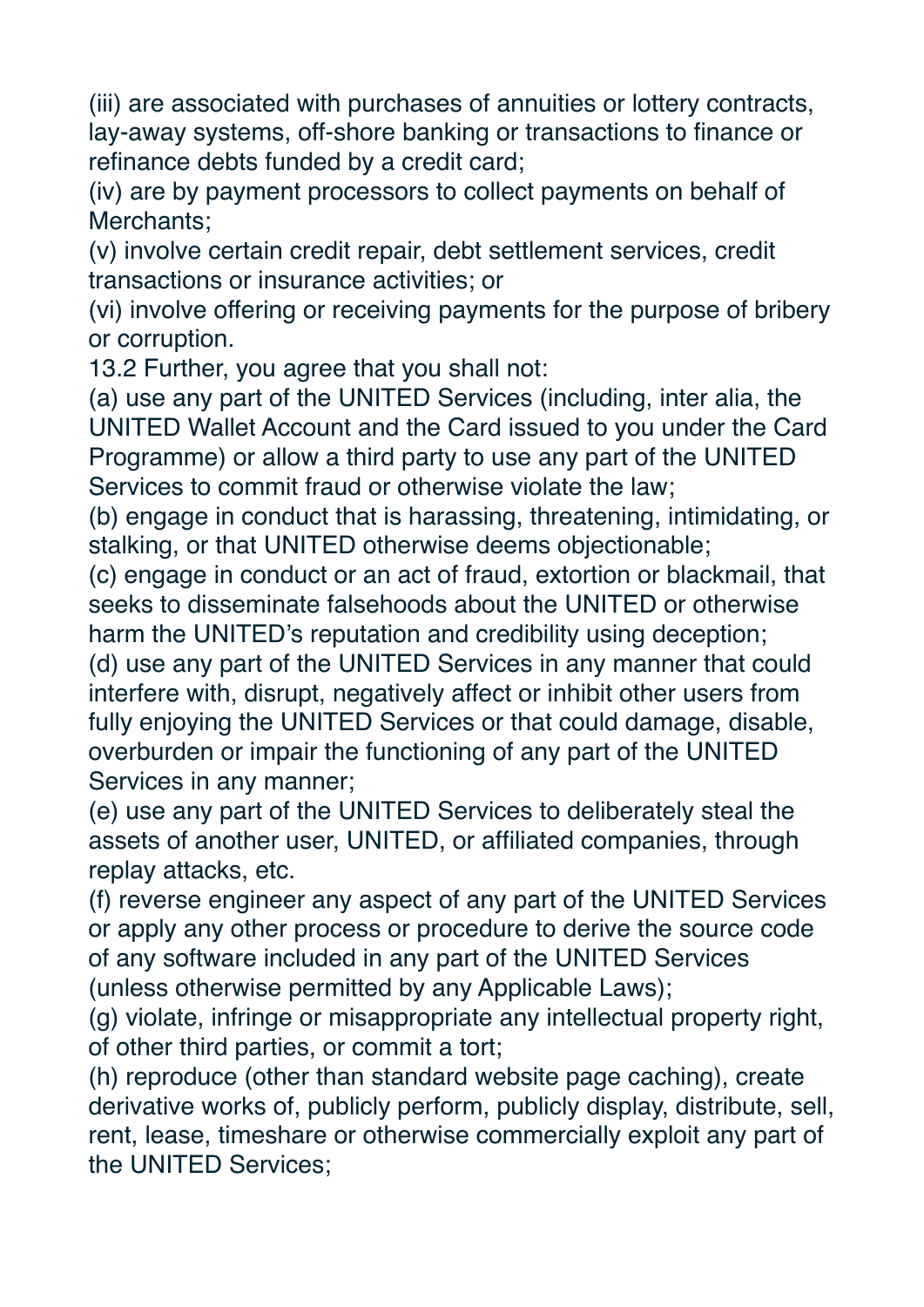(iii) are associated with purchases of annuities or lottery contracts, lay-away systems, off-shore banking or transactions to finance or refinance debts funded by a credit card;

(iv) are by payment processors to collect payments on behalf of Merchants;

(v) involve certain credit repair, debt settlement services, credit transactions or insurance activities; or

(vi) involve offering or receiving payments for the purpose of bribery or corruption.

13.2 Further, you agree that you shall not:

(a) use any part of the UNITED Services (including, inter alia, the UNITED Wallet Account and the Card issued to you under the Card Programme) or allow a third party to use any part of the UNITED Services to commit fraud or otherwise violate the law;

(b) engage in conduct that is harassing, threatening, intimidating, or stalking, or that UNITED otherwise deems objectionable;

(c) engage in conduct or an act of fraud, extortion or blackmail, that seeks to disseminate falsehoods about the UNITED or otherwise harm the UNITED's reputation and credibility using deception;

(d) use any part of the UNITED Services in any manner that could interfere with, disrupt, negatively affect or inhibit other users from fully enjoying the UNITED Services or that could damage, disable, overburden or impair the functioning of any part of the UNITED Services in any manner;

(e) use any part of the UNITED Services to deliberately steal the assets of another user, UNITED, or affiliated companies, through replay attacks, etc.

(f) reverse engineer any aspect of any part of the UNITED Services or apply any other process or procedure to derive the source code of any software included in any part of the UNITED Services (unless otherwise permitted by any Applicable Laws);

(g) violate, infringe or misappropriate any intellectual property right, of other third parties, or commit a tort;

(h) reproduce (other than standard website page caching), create derivative works of, publicly perform, publicly display, distribute, sell, rent, lease, timeshare or otherwise commercially exploit any part of the UNITED Services;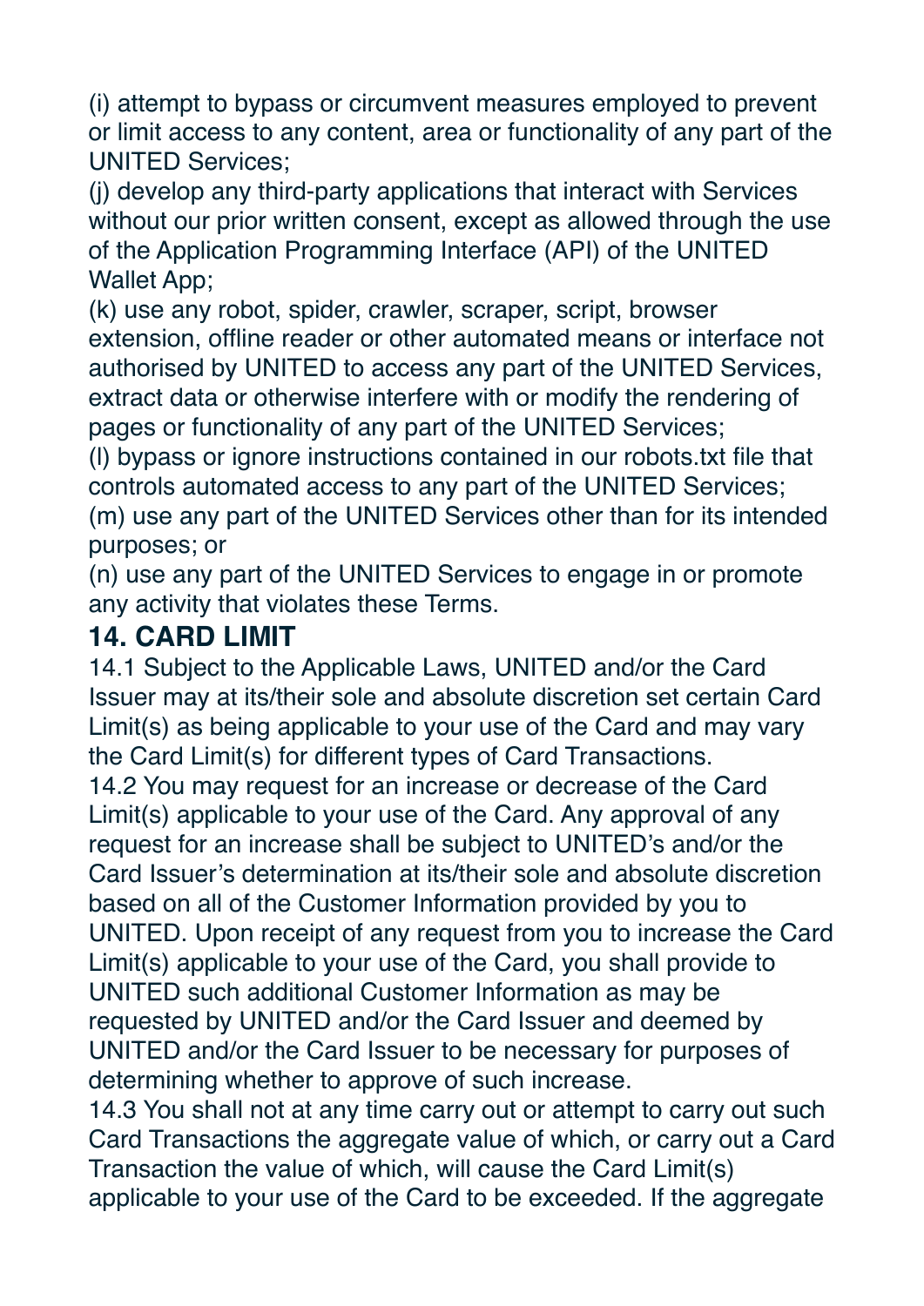(i) attempt to bypass or circumvent measures employed to prevent or limit access to any content, area or functionality of any part of the UNITED Services;

(j) develop any third-party applications that interact with Services without our prior written consent, except as allowed through the use of the Application Programming Interface (API) of the UNITED Wallet App;

(k) use any robot, spider, crawler, scraper, script, browser extension, offline reader or other automated means or interface not authorised by UNITED to access any part of the UNITED Services, extract data or otherwise interfere with or modify the rendering of pages or functionality of any part of the UNITED Services;

(l) bypass or ignore instructions contained in our robots.txt file that controls automated access to any part of the UNITED Services;

(m) use any part of the UNITED Services other than for its intended purposes; or

(n) use any part of the UNITED Services to engage in or promote any activity that violates these Terms.

## 14. CARD LIMIT

14.1 Subject to the Applicable Laws, UNITED and/or the Card Issuer may at its/their sole and absolute discretion set certain Card Limit(s) as being applicable to your use of the Card and may vary the Card Limit(s) for different types of Card Transactions.

14.2 You may request for an increase or decrease of the Card Limit(s) applicable to your use of the Card. Any approval of any request for an increase shall be subject to UNITED's and/or the Card Issuer's determination at its/their sole and absolute discretion based on all of the Customer Information provided by you to UNITED. Upon receipt of any request from you to increase the Card Limit(s) applicable to your use of the Card, you shall provide to UNITED such additional Customer Information as may be requested by UNITED and/or the Card Issuer and deemed by UNITED and/or the Card Issuer to be necessary for purposes of determining whether to approve of such increase.

14.3 You shall not at any time carry out or attempt to carry out such Card Transactions the aggregate value of which, or carry out a Card Transaction the value of which, will cause the Card Limit(s) applicable to your use of the Card to be exceeded. If the aggregate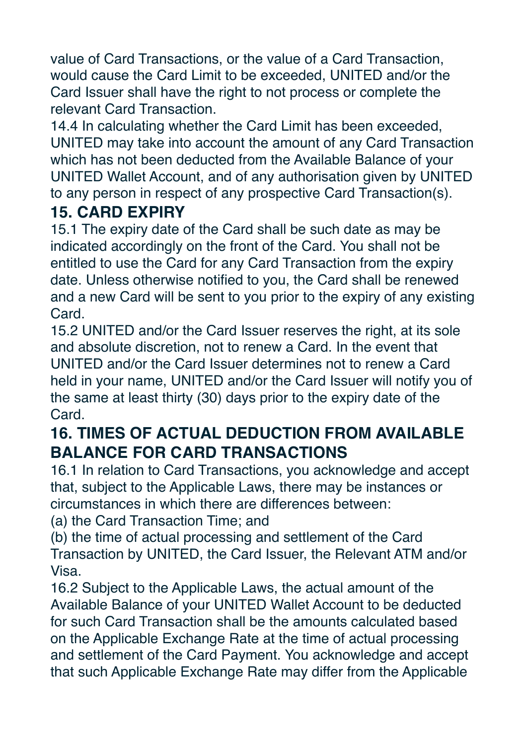value of Card Transactions, or the value of a Card Transaction, would cause the Card Limit to be exceeded, UNITED and/or the Card Issuer shall have the right to not process or complete the relevant Card Transaction.

14.4 In calculating whether the Card Limit has been exceeded, UNITED may take into account the amount of any Card Transaction which has not been deducted from the Available Balance of your UNITED Wallet Account, and of any authorisation given by UNITED to any person in respect of any prospective Card Transaction(s).

## 15. CARD EXPIRY

15.1 The expiry date of the Card shall be such date as may be indicated accordingly on the front of the Card. You shall not be entitled to use the Card for any Card Transaction from the expiry date. Unless otherwise notified to you, the Card shall be renewed and a new Card will be sent to you prior to the expiry of any existing Card.

15.2 UNITED and/or the Card Issuer reserves the right, at its sole and absolute discretion, not to renew a Card. In the event that UNITED and/or the Card Issuer determines not to renew a Card held in your name, UNITED and/or the Card Issuer will notify you of the same at least thirty (30) days prior to the expiry date of the Card.

## 16. TIMES OF ACTUAL DEDUCTION FROM AVAILABLE BALANCE FOR CARD TRANSACTIONS

16.1 In relation to Card Transactions, you acknowledge and accept that, subject to the Applicable Laws, there may be instances or circumstances in which there are differences between:

(a) the Card Transaction Time; and

(b) the time of actual processing and settlement of the Card Transaction by UNITED, the Card Issuer, the Relevant ATM and/or Visa.

16.2 Subject to the Applicable Laws, the actual amount of the Available Balance of your UNITED Wallet Account to be deducted for such Card Transaction shall be the amounts calculated based on the Applicable Exchange Rate at the time of actual processing and settlement of the Card Payment. You acknowledge and accept that such Applicable Exchange Rate may differ from the Applicable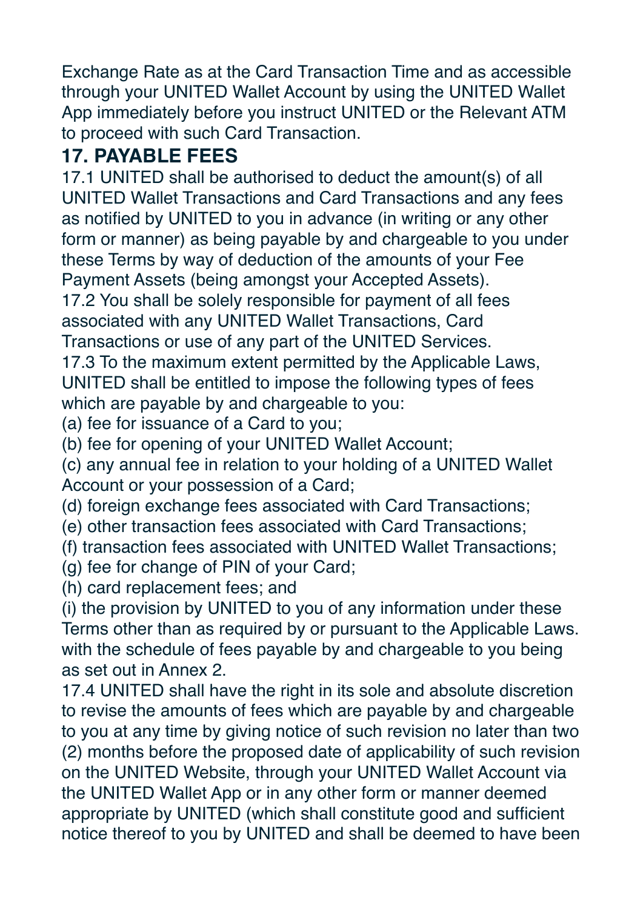Exchange Rate as at the Card Transaction Time and as accessible through your UNITED Wallet Account by using the UNITED Wallet App immediately before you instruct UNITED or the Relevant ATM to proceed with such Card Transaction.

## 17. PAYABLE FEES

17.1 UNITED shall be authorised to deduct the amount(s) of all UNITED Wallet Transactions and Card Transactions and any fees as notified by UNITED to you in advance (in writing or any other form or manner) as being payable by and chargeable to you under these Terms by way of deduction of the amounts of your Fee Payment Assets (being amongst your Accepted Assets).

17.2 You shall be solely responsible for payment of all fees associated with any UNITED Wallet Transactions, Card Transactions or use of any part of the UNITED Services.

17.3 To the maximum extent permitted by the Applicable Laws, UNITED shall be entitled to impose the following types of fees which are payable by and chargeable to you:

(a) fee for issuance of a Card to you;

(b) fee for opening of your UNITED Wallet Account;

(c) any annual fee in relation to your holding of a UNITED Wallet Account or your possession of a Card;

(d) foreign exchange fees associated with Card Transactions;

(e) other transaction fees associated with Card Transactions;

(f) transaction fees associated with UNITED Wallet Transactions;

(g) fee for change of PIN of your Card;

(h) card replacement fees; and

(i) the provision by UNITED to you of any information under these Terms other than as required by or pursuant to the Applicable Laws.

with the schedule of fees payable by and chargeable to you being as set out in Annex 2.

17.4 UNITED shall have the right in its sole and absolute discretion to revise the amounts of fees which are payable by and chargeable to you at any time by giving notice of such revision no later than two (2) months before the proposed date of applicability of such revision on the UNITED Website, through your UNITED Wallet Account via the UNITED Wallet App or in any other form or manner deemed appropriate by UNITED (which shall constitute good and sufficient notice thereof to you by UNITED and shall be deemed to have been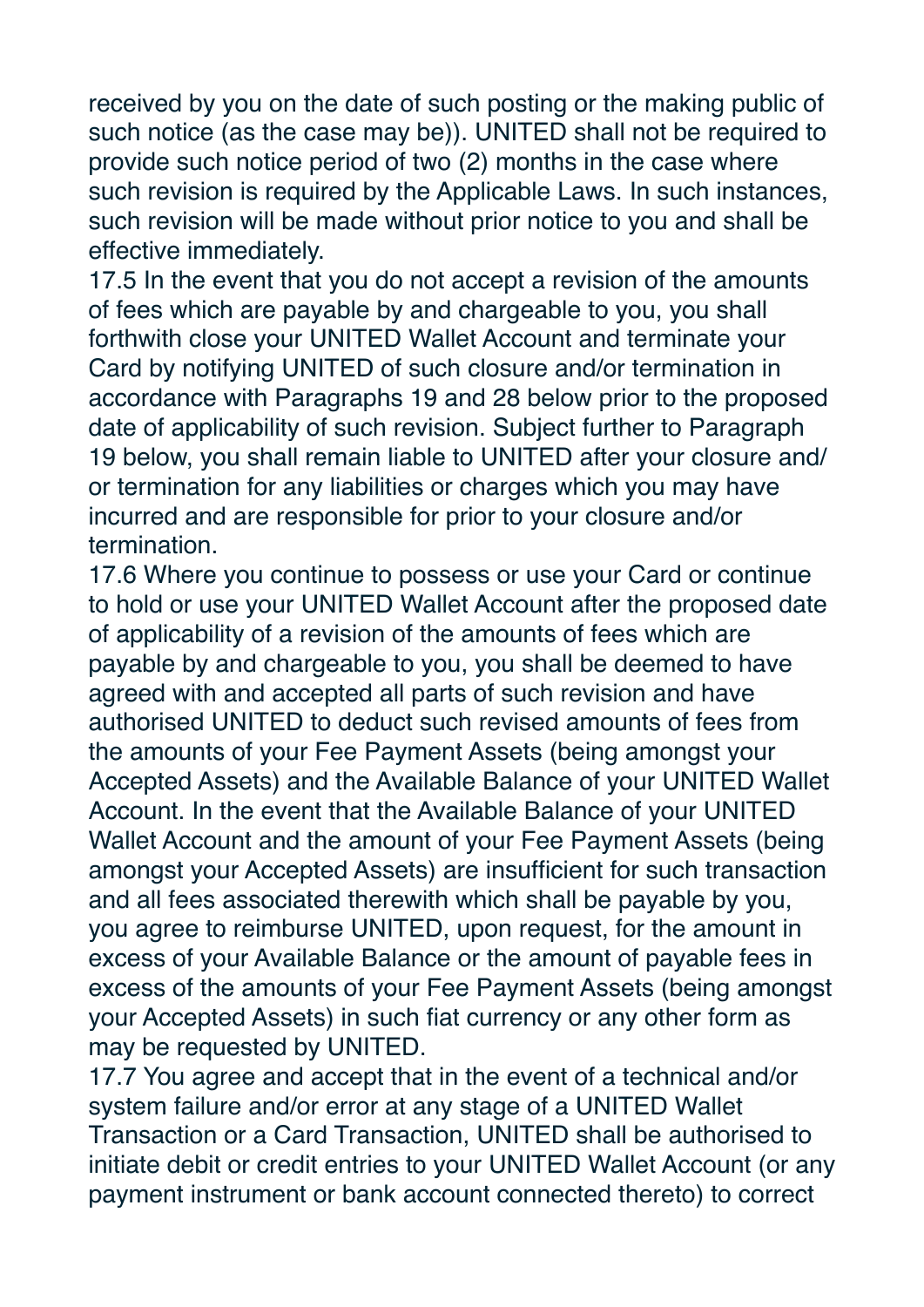received by you on the date of such posting or the making public of such notice (as the case may be)). UNITED shall not be required to provide such notice period of two (2) months in the case where such revision is required by the Applicable Laws. In such instances, such revision will be made without prior notice to you and shall be effective immediately.

17.5 In the event that you do not accept a revision of the amounts of fees which are payable by and chargeable to you, you shall forthwith close your UNITED Wallet Account and terminate your Card by notifying UNITED of such closure and/or termination in accordance with Paragraphs 19 and 28 below prior to the proposed date of applicability of such revision. Subject further to Paragraph 19 below, you shall remain liable to UNITED after your closure and/or termination for any liabilities or charges which you may have incurred and are responsible for prior to your closure and/or termination.

17.6 Where you continue to possess or use your Card or continue to hold or use your UNITED Wallet Account after the proposed date of applicability of a revision of the amounts of fees which are payable by and chargeable to you, you shall be deemed to have agreed with and accepted all parts of such revision and have authorised UNITED to deduct such revised amounts of fees from the amounts of your Fee Payment Assets (being amongst your Accepted Assets) and the Available Balance of your UNITED Wallet Account. In the event that the Available Balance of your UNITED Wallet Account and the amount of your Fee Payment Assets (being amongst your Accepted Assets) are insufficient for such transaction and all fees associated therewith which shall be payable by you, you agree to reimburse UNITED, upon request, for the amount in excess of your Available Balance or the amount of payable fees in excess of the amounts of your Fee Payment Assets (being amongst your Accepted Assets) in such fiat currency or any other form as may be requested by UNITED.

17.7 You agree and accept that in the event of a technical and/or system failure and/or error at any stage of a UNITED Wallet Transaction or a Card Transaction, UNITED shall be authorised to initiate debit or credit entries to your UNITED Wallet Account (or any payment instrument or bank account connected thereto) to correct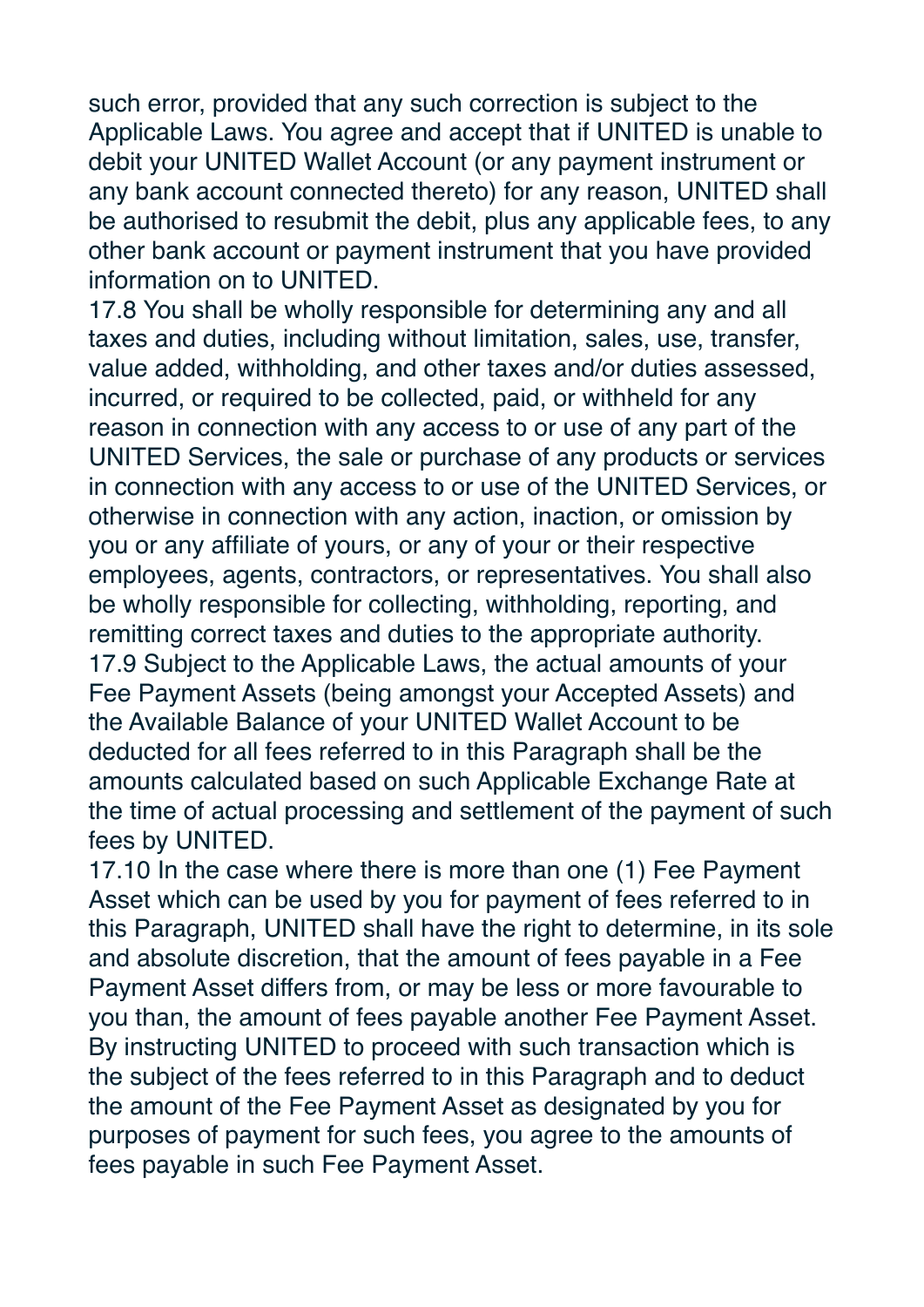such error, provided that any such correction is subject to the Applicable Laws. You agree and accept that if UNITED is unable to debit your UNITED Wallet Account (or any payment instrument or any bank account connected thereto) for any reason, UNITED shall be authorised to resubmit the debit, plus any applicable fees, to any other bank account or payment instrument that you have provided information on to UNITED.

17.8 You shall be wholly responsible for determining any and all taxes and duties, including without limitation, sales, use, transfer, value added, withholding, and other taxes and/or duties assessed, incurred, or required to be collected, paid, or withheld for any reason in connection with any access to or use of any part of the UNITED Services, the sale or purchase of any products or services in connection with any access to or use of the UNITED Services, or otherwise in connection with any action, inaction, or omission by you or any affiliate of yours, or any of your or their respective employees, agents, contractors, or representatives. You shall also be wholly responsible for collecting, withholding, reporting, and remitting correct taxes and duties to the appropriate authority.

17.9 Subject to the Applicable Laws, the actual amounts of your Fee Payment Assets (being amongst your Accepted Assets) and the Available Balance of your UNITED Wallet Account to be deducted for all fees referred to in this Paragraph shall be the amounts calculated based on such Applicable Exchange Rate at the time of actual processing and settlement of the payment of such fees by UNITED.

17.10 In the case where there is more than one (1) Fee Payment Asset which can be used by you for payment of fees referred to in this Paragraph, UNITED shall have the right to determine, in its sole and absolute discretion, that the amount of fees payable in a Fee Payment Asset differs from, or may be less or more favourable to you than, the amount of fees payable another Fee Payment Asset. By instructing UNITED to proceed with such transaction which is the subject of the fees referred to in this Paragraph and to deduct the amount of the Fee Payment Asset as designated by you for purposes of payment for such fees, you agree to the amounts of fees payable in such Fee Payment Asset.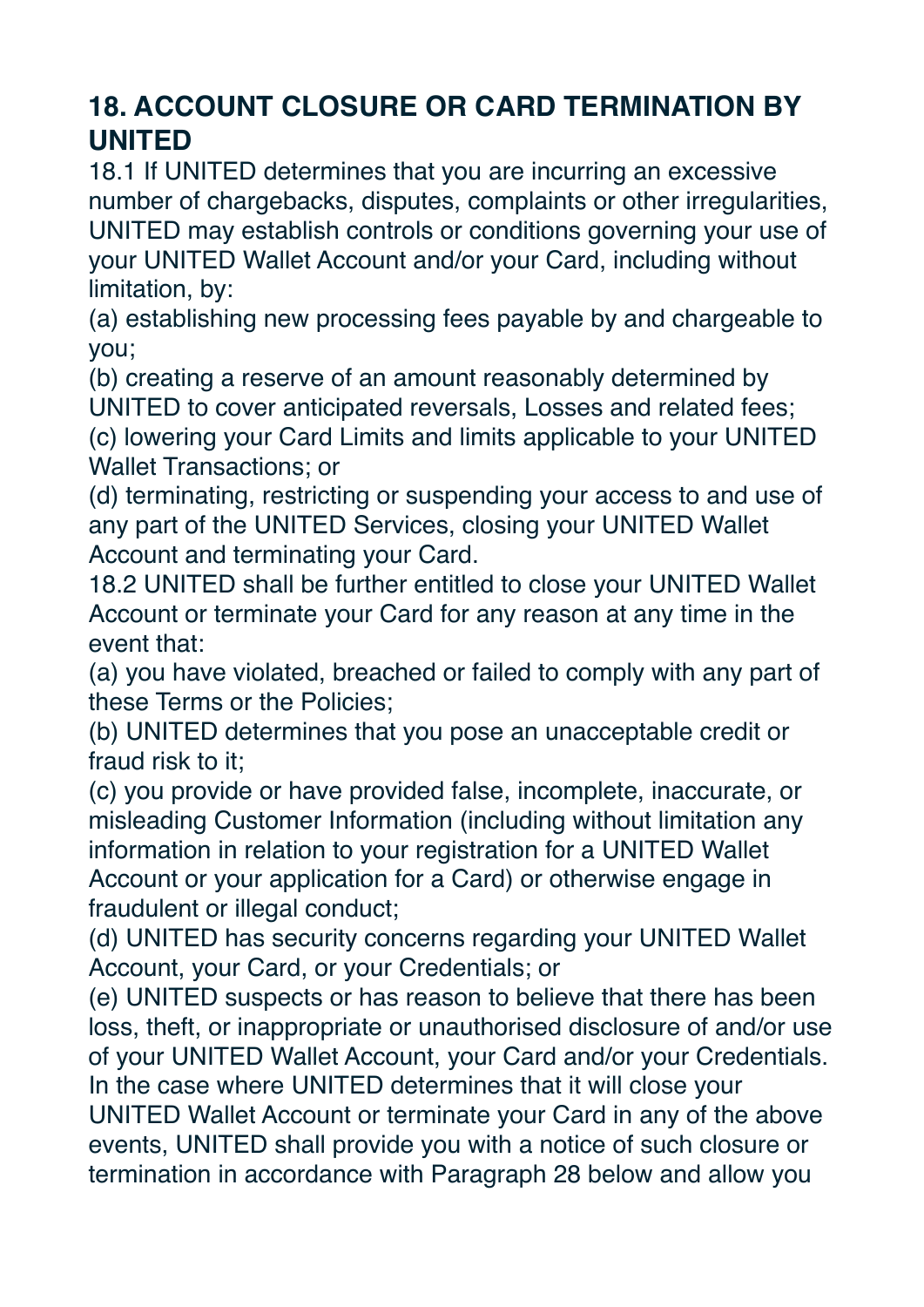## 18. ACCOUNT CLOSURE OR CARD TERMINATION BY UNITED

18.1 If UNITED determines that you are incurring an excessive number of chargebacks, disputes, complaints or other irregularities, UNITED may establish controls or conditions governing your use of your UNITED Wallet Account and/or your Card, including without limitation, by:

(a) establishing new processing fees payable by and chargeable to you;

(b) creating a reserve of an amount reasonably determined by UNITED to cover anticipated reversals, Losses and related fees;

(c) lowering your Card Limits and limits applicable to your UNITED Wallet Transactions; or

(d) terminating, restricting or suspending your access to and use of any part of the UNITED Services, closing your UNITED Wallet Account and terminating your Card.

18.2 UNITED shall be further entitled to close your UNITED Wallet Account or terminate your Card for any reason at any time in the event that:

(a) you have violated, breached or failed to comply with any part of these Terms or the Policies;

(b) UNITED determines that you pose an unacceptable credit or fraud risk to it;

(c) you provide or have provided false, incomplete, inaccurate, or misleading Customer Information (including without limitation any information in relation to your registration for a UNITED Wallet Account or your application for a Card) or otherwise engage in fraudulent or illegal conduct;

(d) UNITED has security concerns regarding your UNITED Wallet Account, your Card, or your Credentials; or

(e) UNITED suspects or has reason to believe that there has been loss, theft, or inappropriate or unauthorised disclosure of and/or use of your UNITED Wallet Account, your Card and/or your Credentials.

In the case where UNITED determines that it will close your UNITED Wallet Account or terminate your Card in any of the above events, UNITED shall provide you with a notice of such closure or termination in accordance with Paragraph 28 below and allow you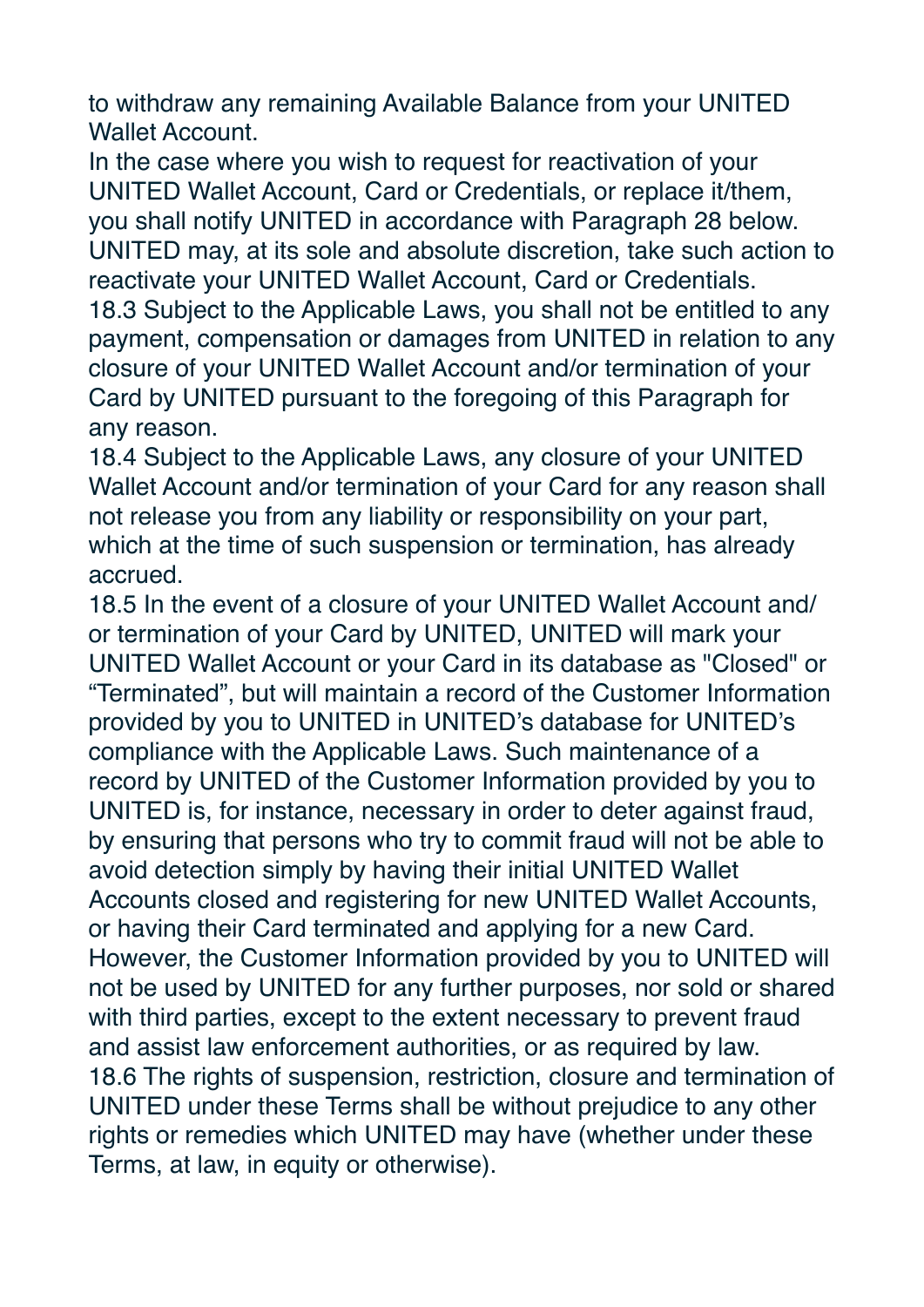to withdraw any remaining Available Balance from your UNITED Wallet Account.

In the case where you wish to request for reactivation of your UNITED Wallet Account, Card or Credentials, or replace it/them, you shall notify UNITED in accordance with Paragraph 28 below. UNITED may, at its sole and absolute discretion, take such action to reactivate your UNITED Wallet Account, Card or Credentials.

18.3 Subject to the Applicable Laws, you shall not be entitled to any payment, compensation or damages from UNITED in relation to any closure of your UNITED Wallet Account and/or termination of your Card by UNITED pursuant to the foregoing of this Paragraph for any reason.

18.4 Subject to the Applicable Laws, any closure of your UNITED Wallet Account and/or termination of your Card for any reason shall not release you from any liability or responsibility on your part, which at the time of such suspension or termination, has already accrued.

18.5 In the event of a closure of your UNITED Wallet Account and/or termination of your Card by UNITED, UNITED will mark your UNITED Wallet Account or your Card in its database as "Closed" or "Terminated", but will maintain a record of the Customer Information provided by you to UNITED in UNITED's database for UNITED's compliance with the Applicable Laws. Such maintenance of a record by UNITED of the Customer Information provided by you to UNITED is, for instance, necessary in order to deter against fraud, by ensuring that persons who try to commit fraud will not be able to avoid detection simply by having their initial UNITED Wallet Accounts closed and registering for new UNITED Wallet Accounts, or having their Card terminated and applying for a new Card. However, the Customer Information provided by you to UNITED will not be used by UNITED for any further purposes, nor sold or shared with third parties, except to the extent necessary to prevent fraud and assist law enforcement authorities, or as required by law.

18.6 The rights of suspension, restriction, closure and termination of UNITED under these Terms shall be without prejudice to any other rights or remedies which UNITED may have (whether under these Terms, at law, in equity or otherwise).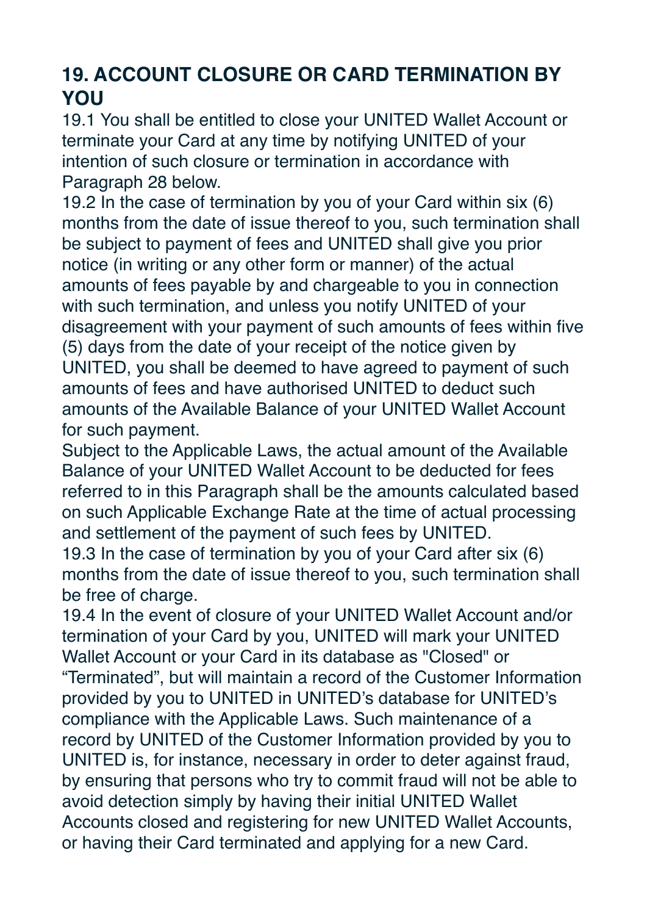## 19. ACCOUNT CLOSURE OR CARD TERMINATION BY YOU

19.1 You shall be entitled to close your UNITED Wallet Account or terminate your Card at any time by notifying UNITED of your intention of such closure or termination in accordance with Paragraph 28 below.

19.2 In the case of termination by you of your Card within six (6) months from the date of issue thereof to you, such termination shall be subject to payment of fees and UNITED shall give you prior notice (in writing or any other form or manner) of the actual amounts of fees payable by and chargeable to you in connection with such termination, and unless you notify UNITED of your disagreement with your payment of such amounts of fees within five (5) days from the date of your receipt of the notice given by UNITED, you shall be deemed to have agreed to payment of such amounts of fees and have authorised UNITED to deduct such amounts of the Available Balance of your UNITED Wallet Account for such payment.

Subject to the Applicable Laws, the actual amount of the Available Balance of your UNITED Wallet Account to be deducted for fees referred to in this Paragraph shall be the amounts calculated based on such Applicable Exchange Rate at the time of actual processing and settlement of the payment of such fees by UNITED.

19.3 In the case of termination by you of your Card after six (6) months from the date of issue thereof to you, such termination shall be free of charge.

19.4 In the event of closure of your UNITED Wallet Account and/or termination of your Card by you, UNITED will mark your UNITED Wallet Account or your Card in its database as "Closed" or “Terminated”, but will maintain a record of the Customer Information provided by you to UNITED in UNITED’s database for UNITED’s compliance with the Applicable Laws. Such maintenance of a record by UNITED of the Customer Information provided by you to UNITED is, for instance, necessary in order to deter against fraud, by ensuring that persons who try to commit fraud will not be able to avoid detection simply by having their initial UNITED Wallet Accounts closed and registering for new UNITED Wallet Accounts, or having their Card terminated and applying for a new Card.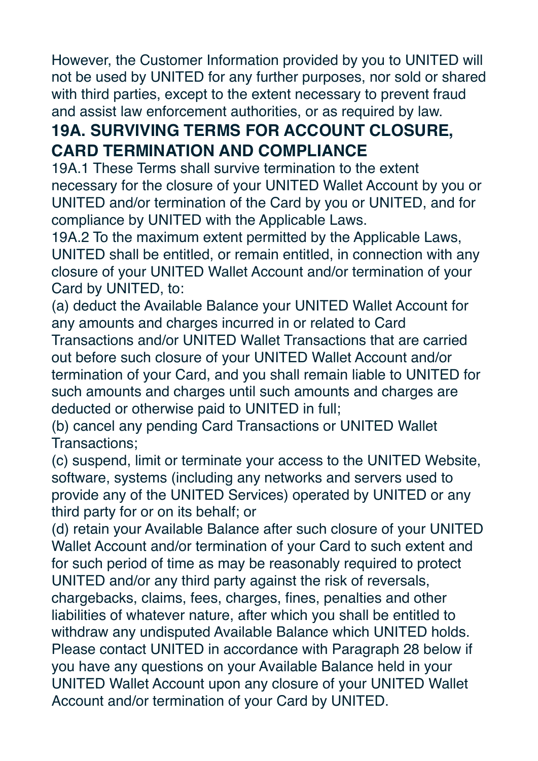However, the Customer Information provided by you to UNITED will not be used by UNITED for any further purposes, nor sold or shared with third parties, except to the extent necessary to prevent fraud and assist law enforcement authorities, or as required by law.

## 19A. SURVIVING TERMS FOR ACCOUNT CLOSURE, CARD TERMINATION AND COMPLIANCE

19A.1 These Terms shall survive termination to the extent necessary for the closure of your UNITED Wallet Account by you or UNITED and/or termination of the Card by you or UNITED, and for compliance by UNITED with the Applicable Laws.

19A.2 To the maximum extent permitted by the Applicable Laws, UNITED shall be entitled, or remain entitled, in connection with any closure of your UNITED Wallet Account and/or termination of your Card by UNITED, to:

(a) deduct the Available Balance your UNITED Wallet Account for any amounts and charges incurred in or related to Card Transactions and/or UNITED Wallet Transactions that are carried out before such closure of your UNITED Wallet Account and/or termination of your Card, and you shall remain liable to UNITED for such amounts and charges until such amounts and charges are deducted or otherwise paid to UNITED in full;

(b) cancel any pending Card Transactions or UNITED Wallet Transactions;

(c) suspend, limit or terminate your access to the UNITED Website, software, systems (including any networks and servers used to provide any of the UNITED Services) operated by UNITED or any third party for or on its behalf; or

(d) retain your Available Balance after such closure of your UNITED Wallet Account and/or termination of your Card to such extent and for such period of time as may be reasonably required to protect UNITED and/or any third party against the risk of reversals, chargebacks, claims, fees, charges, fines, penalties and other liabilities of whatever nature, after which you shall be entitled to withdraw any undisputed Available Balance which UNITED holds. Please contact UNITED in accordance with Paragraph 28 below if you have any questions on your Available Balance held in your UNITED Wallet Account upon any closure of your UNITED Wallet Account and/or termination of your Card by UNITED.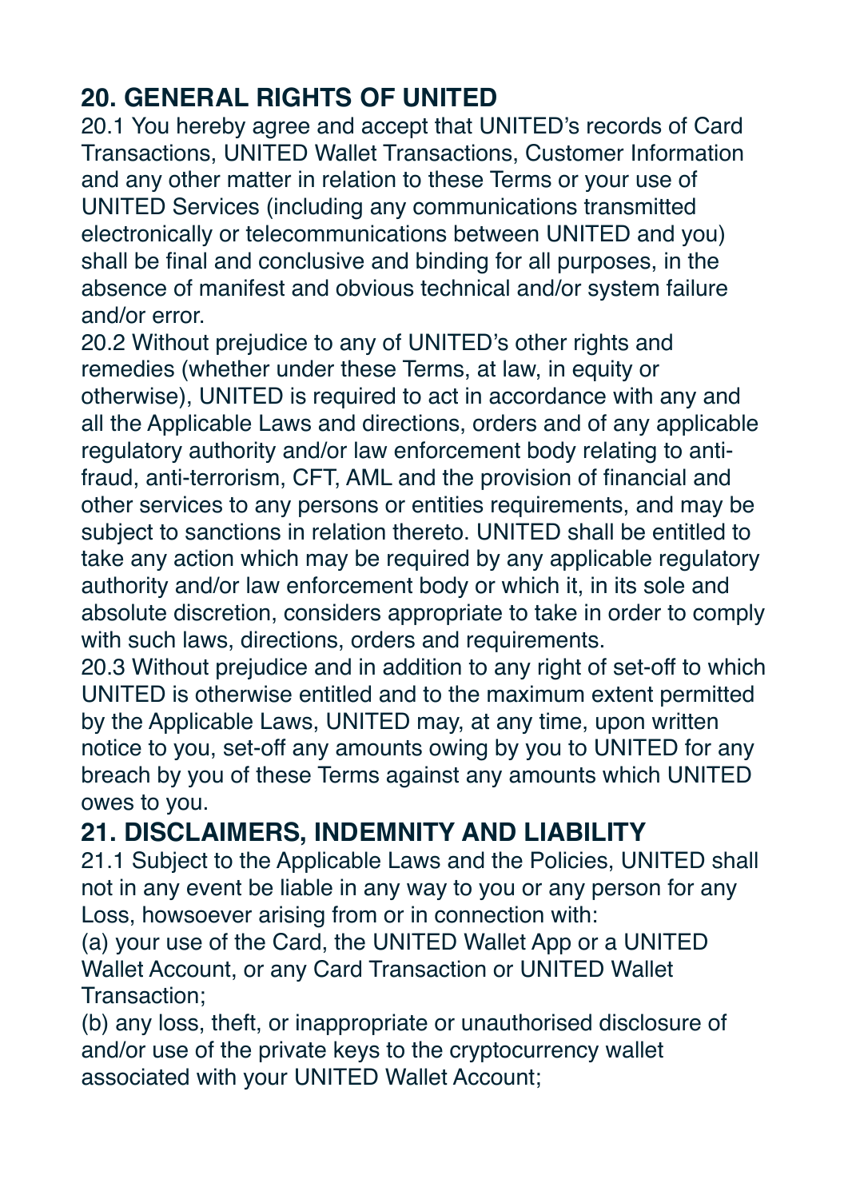## 20. GENERAL RIGHTS OF UNITED

20.1 You hereby agree and accept that UNITED's records of Card Transactions, UNITED Wallet Transactions, Customer Information and any other matter in relation to these Terms or your use of UNITED Services (including any communications transmitted electronically or telecommunications between UNITED and you) shall be final and conclusive and binding for all purposes, in the absence of manifest and obvious technical and/or system failure and/or error.

20.2 Without prejudice to any of UNITED's other rights and remedies (whether under these Terms, at law, in equity or otherwise), UNITED is required to act in accordance with any and all the Applicable Laws and directions, orders and of any applicable regulatory authority and/or law enforcement body relating to anti-fraud, anti-terrorism, CFT, AML and the provision of financial and other services to any persons or entities requirements, and may be subject to sanctions in relation thereto. UNITED shall be entitled to take any action which may be required by any applicable regulatory authority and/or law enforcement body or which it, in its sole and absolute discretion, considers appropriate to take in order to comply with such laws, directions, orders and requirements.

20.3 Without prejudice and in addition to any right of set-off to which UNITED is otherwise entitled and to the maximum extent permitted by the Applicable Laws, UNITED may, at any time, upon written notice to you, set-off any amounts owing by you to UNITED for any breach by you of these Terms against any amounts which UNITED owes to you.

## 21. DISCLAIMERS, INDEMNITY AND LIABILITY

21.1 Subject to the Applicable Laws and the Policies, UNITED shall not in any event be liable in any way to you or any person for any Loss, howsoever arising from or in connection with:

(a) your use of the Card, the UNITED Wallet App or a UNITED Wallet Account, or any Card Transaction or UNITED Wallet Transaction;

(b) any loss, theft, or inappropriate or unauthorised disclosure of and/or use of the private keys to the cryptocurrency wallet associated with your UNITED Wallet Account;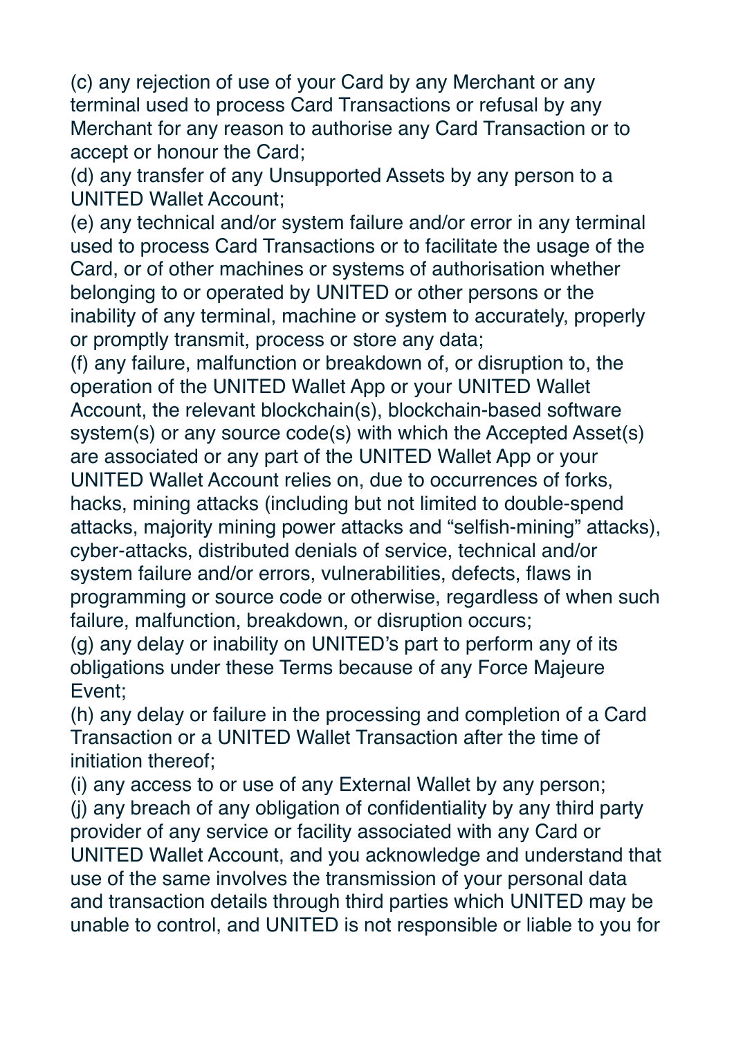(c) any rejection of use of your Card by any Merchant or any terminal used to process Card Transactions or refusal by any Merchant for any reason to authorise any Card Transaction or to accept or honour the Card;

(d) any transfer of any Unsupported Assets by any person to a UNITED Wallet Account;

(e) any technical and/or system failure and/or error in any terminal used to process Card Transactions or to facilitate the usage of the Card, or of other machines or systems of authorisation whether belonging to or operated by UNITED or other persons or the inability of any terminal, machine or system to accurately, properly or promptly transmit, process or store any data;

(f) any failure, malfunction or breakdown of, or disruption to, the operation of the UNITED Wallet App or your UNITED Wallet Account, the relevant blockchain(s), blockchain-based software system(s) or any source code(s) with which the Accepted Asset(s) are associated or any part of the UNITED Wallet App or your UNITED Wallet Account relies on, due to occurrences of forks, hacks, mining attacks (including but not limited to double-spend attacks, majority mining power attacks and "selfish-mining" attacks), cyber-attacks, distributed denials of service, technical and/or system failure and/or errors, vulnerabilities, defects, flaws in programming or source code or otherwise, regardless of when such failure, malfunction, breakdown, or disruption occurs;

(g) any delay or inability on UNITED's part to perform any of its obligations under these Terms because of any Force Majeure Event;

(h) any delay or failure in the processing and completion of a Card Transaction or a UNITED Wallet Transaction after the time of initiation thereof;

(i) any access to or use of any External Wallet by any person;

(j) any breach of any obligation of confidentiality by any third party provider of any service or facility associated with any Card or UNITED Wallet Account, and you acknowledge and understand that use of the same involves the transmission of your personal data and transaction details through third parties which UNITED may be unable to control, and UNITED is not responsible or liable to you for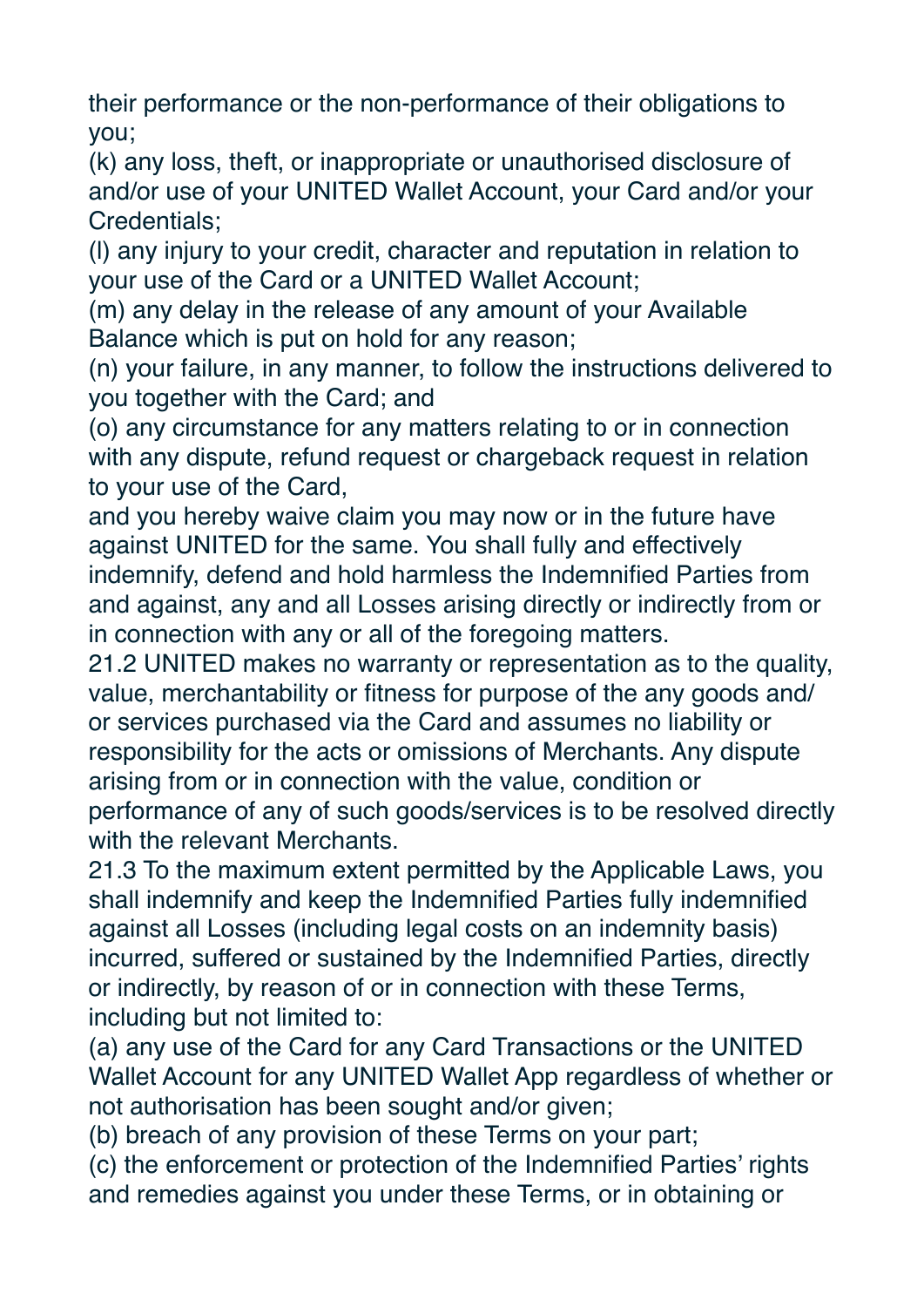their performance or the non-performance of their obligations to you;

(k) any loss, theft, or inappropriate or unauthorised disclosure of and/or use of your UNITED Wallet Account, your Card and/or your Credentials;

(l) any injury to your credit, character and reputation in relation to your use of the Card or a UNITED Wallet Account;

(m) any delay in the release of any amount of your Available Balance which is put on hold for any reason;

(n) your failure, in any manner, to follow the instructions delivered to you together with the Card; and

(o) any circumstance for any matters relating to or in connection with any dispute, refund request or chargeback request in relation to your use of the Card,

and you hereby waive claim you may now or in the future have against UNITED for the same. You shall fully and effectively indemnify, defend and hold harmless the Indemnified Parties from and against, any and all Losses arising directly or indirectly from or in connection with any or all of the foregoing matters.

21.2 UNITED makes no warranty or representation as to the quality, value, merchantability or fitness for purpose of the any goods and/or services purchased via the Card and assumes no liability or responsibility for the acts or omissions of Merchants. Any dispute arising from or in connection with the value, condition or performance of any of such goods/services is to be resolved directly with the relevant Merchants.

21.3 To the maximum extent permitted by the Applicable Laws, you shall indemnify and keep the Indemnified Parties fully indemnified against all Losses (including legal costs on an indemnity basis) incurred, suffered or sustained by the Indemnified Parties, directly or indirectly, by reason of or in connection with these Terms, including but not limited to:

(a) any use of the Card for any Card Transactions or the UNITED Wallet Account for any UNITED Wallet App regardless of whether or not authorisation has been sought and/or given;

(b) breach of any provision of these Terms on your part;

(c) the enforcement or protection of the Indemnified Parties' rights and remedies against you under these Terms, or in obtaining or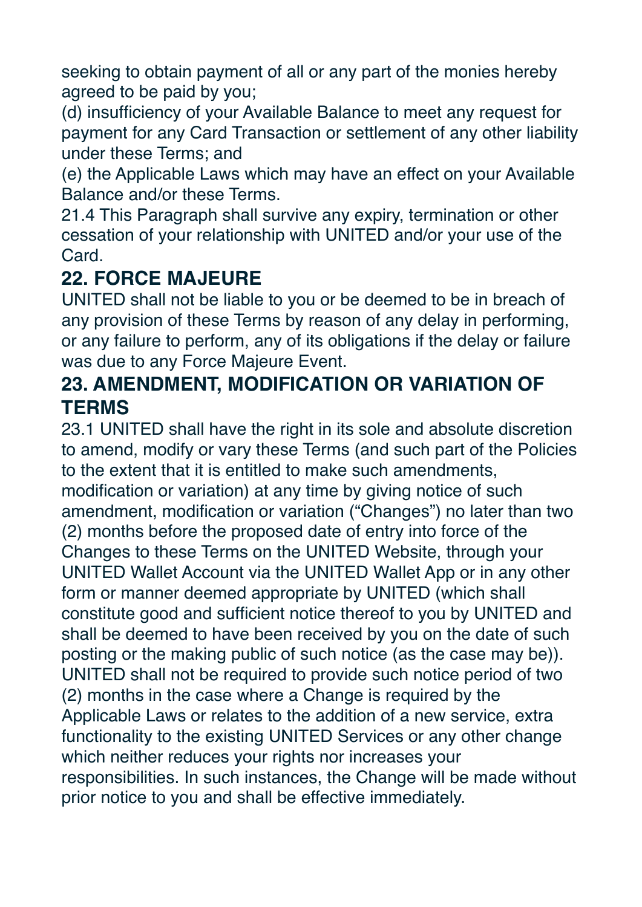seeking to obtain payment of all or any part of the monies hereby agreed to be paid by you;

(d) insufficiency of your Available Balance to meet any request for payment for any Card Transaction or settlement of any other liability under these Terms; and

(e) the Applicable Laws which may have an effect on your Available Balance and/or these Terms.

21.4 This Paragraph shall survive any expiry, termination or other cessation of your relationship with UNITED and/or your use of the Card.

## 22. FORCE MAJEURE

UNITED shall not be liable to you or be deemed to be in breach of any provision of these Terms by reason of any delay in performing, or any failure to perform, any of its obligations if the delay or failure was due to any Force Majeure Event.

## 23. AMENDMENT, MODIFICATION OR VARIATION OF TERMS

23.1 UNITED shall have the right in its sole and absolute discretion to amend, modify or vary these Terms (and such part of the Policies to the extent that it is entitled to make such amendments, modification or variation) at any time by giving notice of such amendment, modification or variation ("Changes") no later than two (2) months before the proposed date of entry into force of the Changes to these Terms on the UNITED Website, through your UNITED Wallet Account via the UNITED Wallet App or in any other form or manner deemed appropriate by UNITED (which shall constitute good and sufficient notice thereof to you by UNITED and shall be deemed to have been received by you on the date of such posting or the making public of such notice (as the case may be)). UNITED shall not be required to provide such notice period of two (2) months in the case where a Change is required by the Applicable Laws or relates to the addition of a new service, extra functionality to the existing UNITED Services or any other change which neither reduces your rights nor increases your responsibilities. In such instances, the Change will be made without prior notice to you and shall be effective immediately.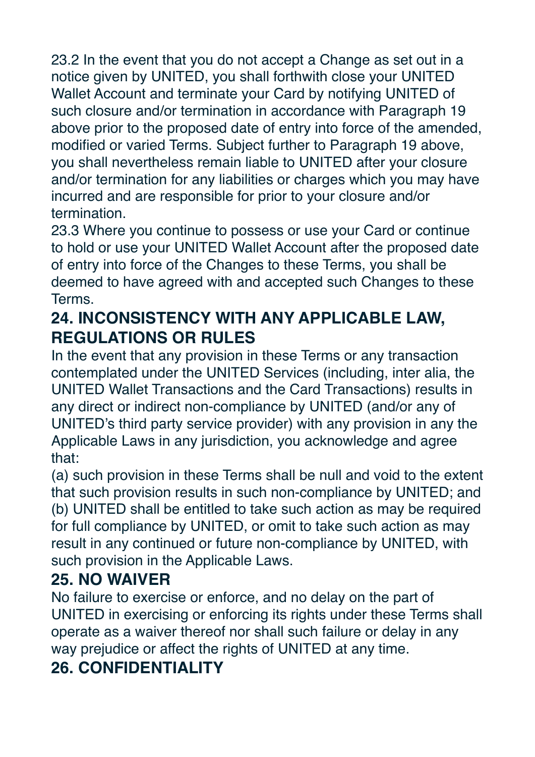23.2 In the event that you do not accept a Change as set out in a notice given by UNITED, you shall forthwith close your UNITED Wallet Account and terminate your Card by notifying UNITED of such closure and/or termination in accordance with Paragraph 19 above prior to the proposed date of entry into force of the amended, modified or varied Terms. Subject further to Paragraph 19 above, you shall nevertheless remain liable to UNITED after your closure and/or termination for any liabilities or charges which you may have incurred and are responsible for prior to your closure and/or termination.

23.3 Where you continue to possess or use your Card or continue to hold or use your UNITED Wallet Account after the proposed date of entry into force of the Changes to these Terms, you shall be deemed to have agreed with and accepted such Changes to these Terms.

## 24. INCONSISTENCY WITH ANY APPLICABLE LAW, REGULATIONS OR RULES

In the event that any provision in these Terms or any transaction contemplated under the UNITED Services (including, inter alia, the UNITED Wallet Transactions and the Card Transactions) results in any direct or indirect non-compliance by UNITED (and/or any of UNITED's third party service provider) with any provision in any the Applicable Laws in any jurisdiction, you acknowledge and agree that:

(a) such provision in these Terms shall be null and void to the extent that such provision results in such non-compliance by UNITED; and

(b) UNITED shall be entitled to take such action as may be required for full compliance by UNITED, or omit to take such action as may result in any continued or future non-compliance by UNITED, with such provision in the Applicable Laws.

## 25. NO WAIVER

No failure to exercise or enforce, and no delay on the part of UNITED in exercising or enforcing its rights under these Terms shall operate as a waiver thereof nor shall such failure or delay in any way prejudice or affect the rights of UNITED at any time.

## 26. CONFIDENTIALITY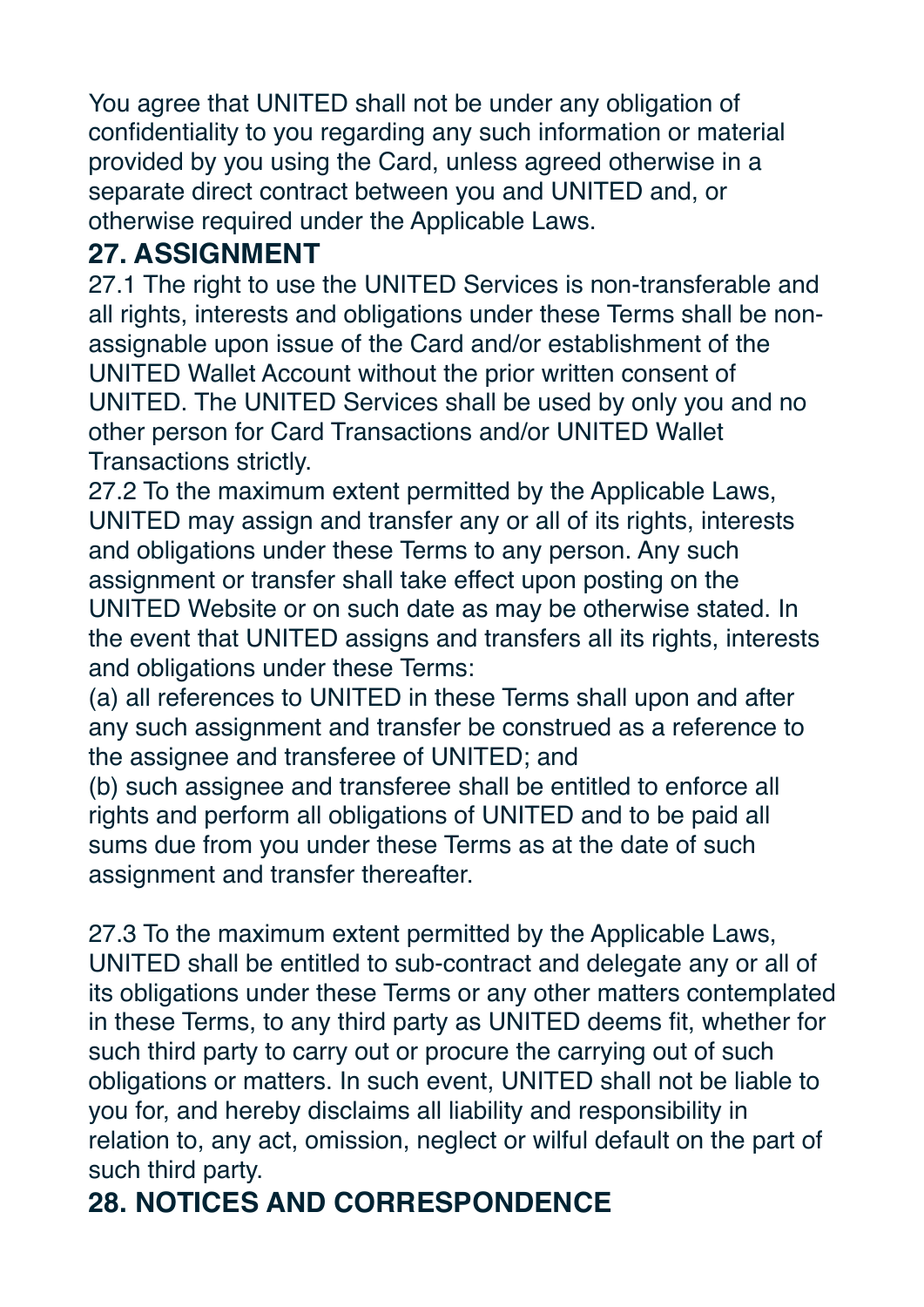You agree that UNITED shall not be under any obligation of confidentiality to you regarding any such information or material provided by you using the Card, unless agreed otherwise in a separate direct contract between you and UNITED and, or otherwise required under the Applicable Laws.

## 27. ASSIGNMENT

27.1 The right to use the UNITED Services is non-transferable and all rights, interests and obligations under these Terms shall be non-assignable upon issue of the Card and/or establishment of the UNITED Wallet Account without the prior written consent of UNITED. The UNITED Services shall be used by only you and no other person for Card Transactions and/or UNITED Wallet Transactions strictly.

27.2 To the maximum extent permitted by the Applicable Laws, UNITED may assign and transfer any or all of its rights, interests and obligations under these Terms to any person. Any such assignment or transfer shall take effect upon posting on the UNITED Website or on such date as may be otherwise stated. In the event that UNITED assigns and transfers all its rights, interests and obligations under these Terms:

(a) all references to UNITED in these Terms shall upon and after any such assignment and transfer be construed as a reference to the assignee and transferee of UNITED; and

(b) such assignee and transferee shall be entitled to enforce all rights and perform all obligations of UNITED and to be paid all sums due from you under these Terms as at the date of such assignment and transfer thereafter.

27.3 To the maximum extent permitted by the Applicable Laws, UNITED shall be entitled to sub-contract and delegate any or all of its obligations under these Terms or any other matters contemplated in these Terms, to any third party as UNITED deems fit, whether for such third party to carry out or procure the carrying out of such obligations or matters. In such event, UNITED shall not be liable to you for, and hereby disclaims all liability and responsibility in relation to, any act, omission, neglect or wilful default on the part of such third party.

## 28. NOTICES AND CORRESPONDENCE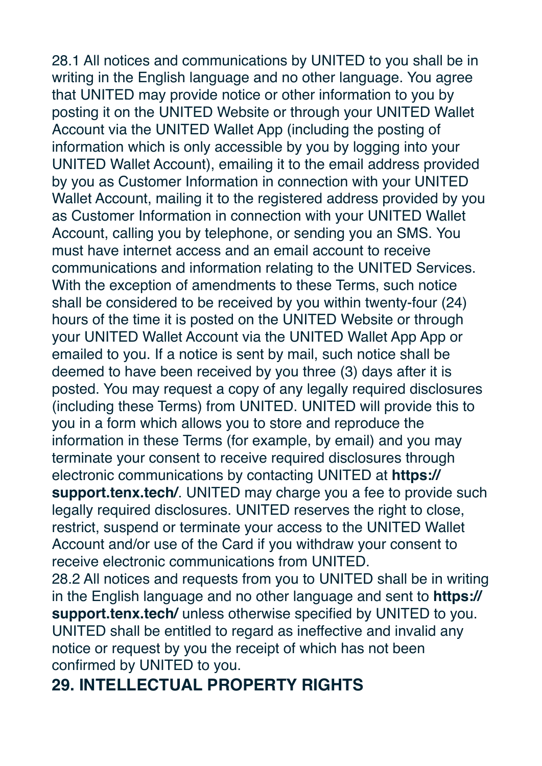28.1 All notices and communications by UNITED to you shall be in writing in the English language and no other language. You agree that UNITED may provide notice or other information to you by posting it on the UNITED Website or through your UNITED Wallet Account via the UNITED Wallet App (including the posting of information which is only accessible by you by logging into your UNITED Wallet Account), emailing it to the email address provided by you as Customer Information in connection with your UNITED Wallet Account, mailing it to the registered address provided by you as Customer Information in connection with your UNITED Wallet Account, calling you by telephone, or sending you an SMS. You must have internet access and an email account to receive communications and information relating to the UNITED Services. With the exception of amendments to these Terms, such notice shall be considered to be received by you within twenty-four (24) hours of the time it is posted on the UNITED Website or through your UNITED Wallet Account via the UNITED Wallet App App or emailed to you. If a notice is sent by mail, such notice shall be deemed to have been received by you three (3) days after it is posted. You may request a copy of any legally required disclosures (including these Terms) from UNITED. UNITED will provide this to you in a form which allows you to store and reproduce the information in these Terms (for example, by email) and you may terminate your consent to receive required disclosures through electronic communications by contacting UNITED at **https://support.tenx.tech/**. UNITED may charge you a fee to provide such legally required disclosures. UNITED reserves the right to close, restrict, suspend or terminate your access to the UNITED Wallet Account and/or use of the Card if you withdraw your consent to receive electronic communications from UNITED.

28.2 All notices and requests from you to UNITED shall be in writing in the English language and no other language and sent to **https://support.tenx.tech/** unless otherwise specified by UNITED to you. UNITED shall be entitled to regard as ineffective and invalid any notice or request by you the receipt of which has not been confirmed by UNITED to you.

## 29. INTELLECTUAL PROPERTY RIGHTS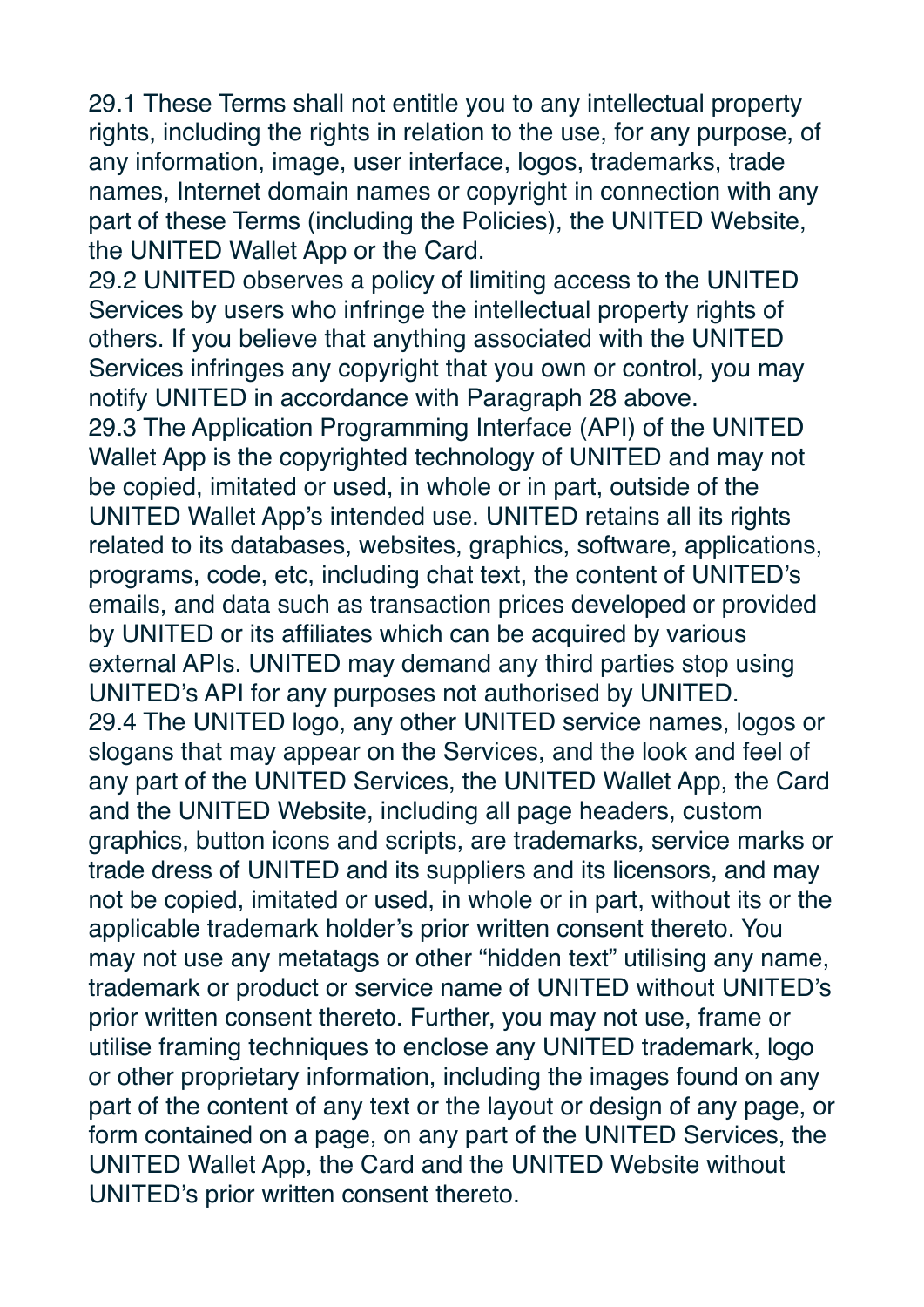29.1 These Terms shall not entitle you to any intellectual property rights, including the rights in relation to the use, for any purpose, of any information, image, user interface, logos, trademarks, trade names, Internet domain names or copyright in connection with any part of these Terms (including the Policies), the UNITED Website, the UNITED Wallet App or the Card.

29.2 UNITED observes a policy of limiting access to the UNITED Services by users who infringe the intellectual property rights of others. If you believe that anything associated with the UNITED Services infringes any copyright that you own or control, you may notify UNITED in accordance with Paragraph 28 above.

29.3 The Application Programming Interface (API) of the UNITED Wallet App is the copyrighted technology of UNITED and may not be copied, imitated or used, in whole or in part, outside of the UNITED Wallet App's intended use. UNITED retains all its rights related to its databases, websites, graphics, software, applications, programs, code, etc, including chat text, the content of UNITED's emails, and data such as transaction prices developed or provided by UNITED or its affiliates which can be acquired by various external APIs. UNITED may demand any third parties stop using UNITED's API for any purposes not authorised by UNITED.

29.4 The UNITED logo, any other UNITED service names, logos or slogans that may appear on the Services, and the look and feel of any part of the UNITED Services, the UNITED Wallet App, the Card and the UNITED Website, including all page headers, custom graphics, button icons and scripts, are trademarks, service marks or trade dress of UNITED and its suppliers and its licensors, and may not be copied, imitated or used, in whole or in part, without its or the applicable trademark holder's prior written consent thereto. You may not use any metatags or other "hidden text" utilising any name, trademark or product or service name of UNITED without UNITED's prior written consent thereto. Further, you may not use, frame or utilise framing techniques to enclose any UNITED trademark, logo or other proprietary information, including the images found on any part of the content of any text or the layout or design of any page, or form contained on a page, on any part of the UNITED Services, the UNITED Wallet App, the Card and the UNITED Website without UNITED's prior written consent thereto.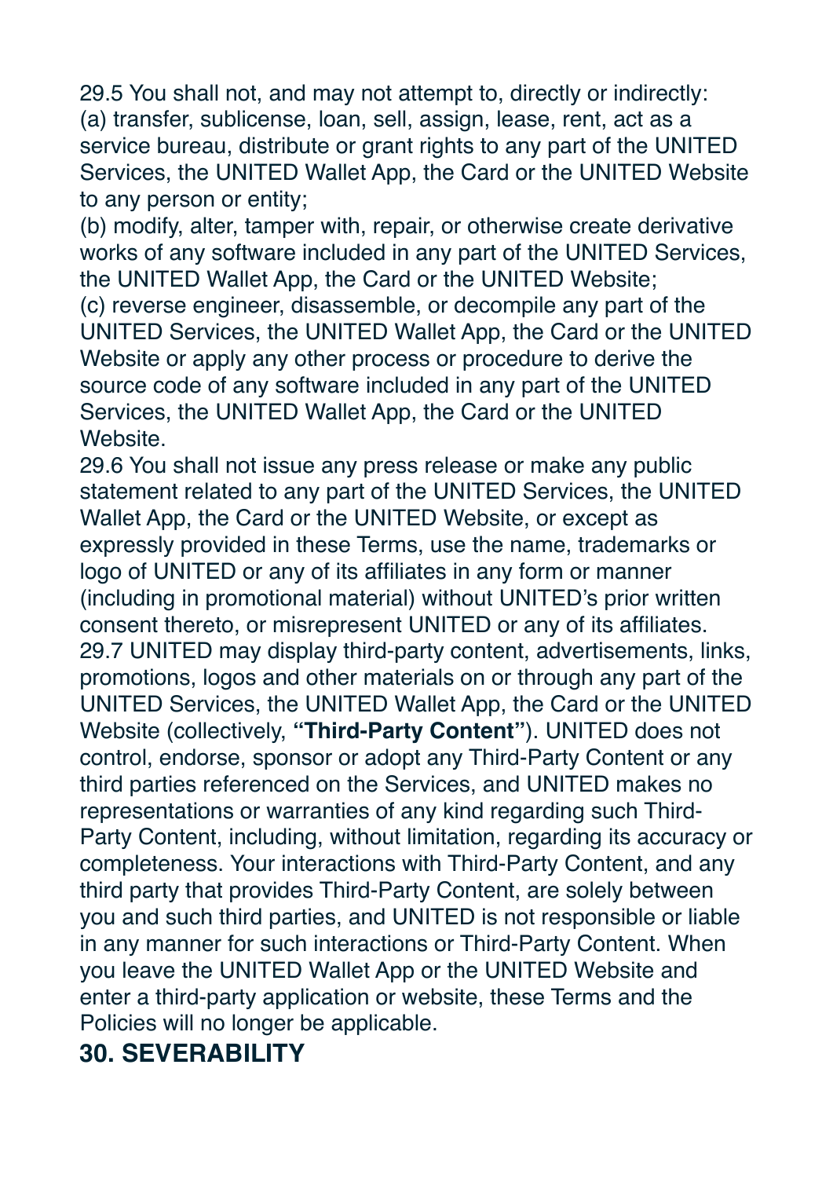29.5 You shall not, and may not attempt to, directly or indirectly:
(a) transfer, sublicense, loan, sell, assign, lease, rent, act as a service bureau, distribute or grant rights to any part of the UNITED Services, the UNITED Wallet App, the Card or the UNITED Website to any person or entity;
(b) modify, alter, tamper with, repair, or otherwise create derivative works of any software included in any part of the UNITED Services, the UNITED Wallet App, the Card or the UNITED Website;
(c) reverse engineer, disassemble, or decompile any part of the UNITED Services, the UNITED Wallet App, the Card or the UNITED Website or apply any other process or procedure to derive the source code of any software included in any part of the UNITED Services, the UNITED Wallet App, the Card or the UNITED Website.

29.6 You shall not issue any press release or make any public statement related to any part of the UNITED Services, the UNITED Wallet App, the Card or the UNITED Website, or except as expressly provided in these Terms, use the name, trademarks or logo of UNITED or any of its affiliates in any form or manner (including in promotional material) without UNITED's prior written consent thereto, or misrepresent UNITED or any of its affiliates.

29.7 UNITED may display third-party content, advertisements, links, promotions, logos and other materials on or through any part of the UNITED Services, the UNITED Wallet App, the Card or the UNITED Website (collectively, **"Third-Party Content"**). UNITED does not control, endorse, sponsor or adopt any Third-Party Content or any third parties referenced on the Services, and UNITED makes no representations or warranties of any kind regarding such Third-Party Content, including, without limitation, regarding its accuracy or completeness. Your interactions with Third-Party Content, and any third party that provides Third-Party Content, are solely between you and such third parties, and UNITED is not responsible or liable in any manner for such interactions or Third-Party Content. When you leave the UNITED Wallet App or the UNITED Website and enter a third-party application or website, these Terms and the Policies will no longer be applicable.

## 30. SEVERABILITY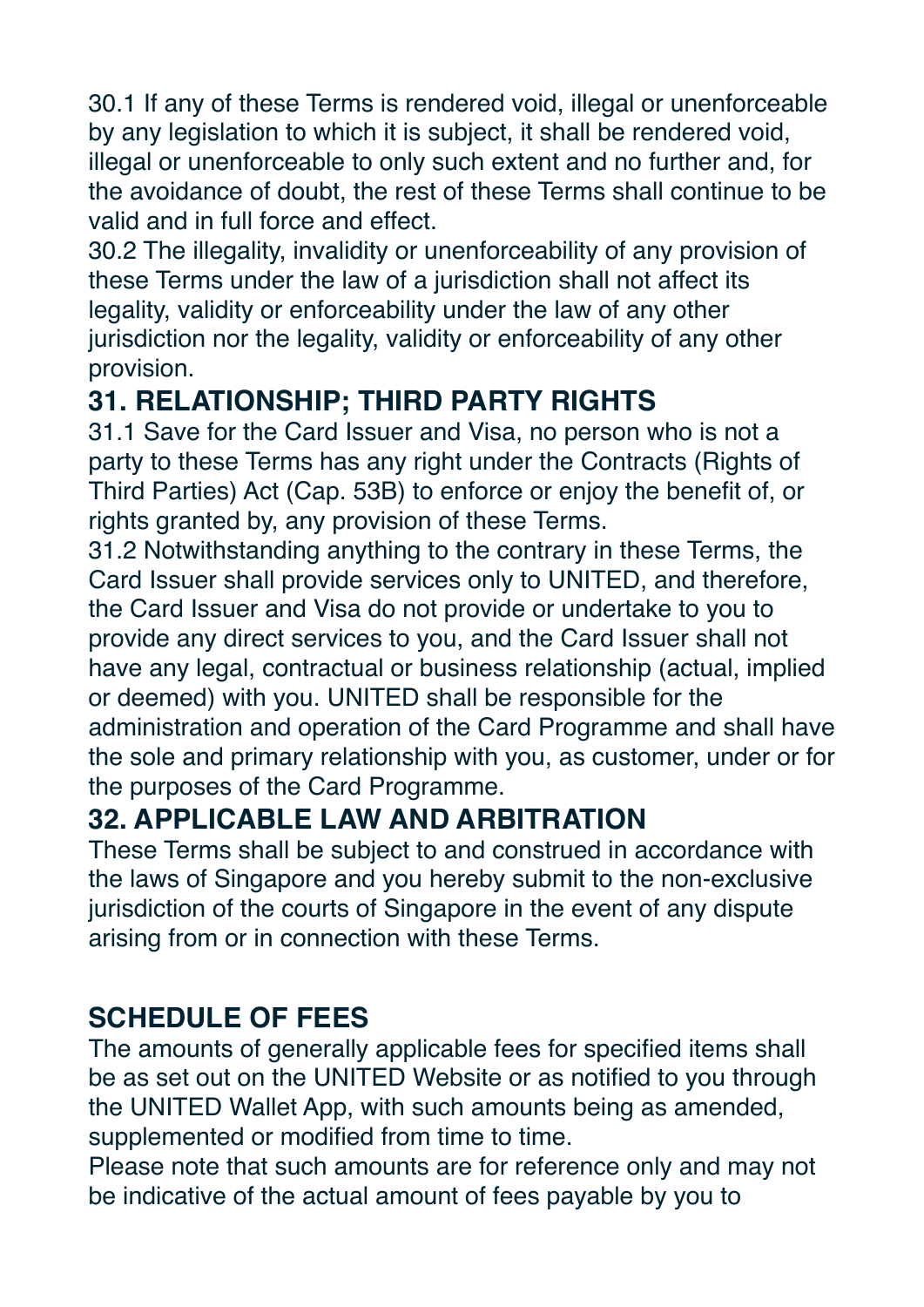30.1 If any of these Terms is rendered void, illegal or unenforceable by any legislation to which it is subject, it shall be rendered void, illegal or unenforceable to only such extent and no further and, for the avoidance of doubt, the rest of these Terms shall continue to be valid and in full force and effect.

30.2 The illegality, invalidity or unenforceability of any provision of these Terms under the law of a jurisdiction shall not affect its legality, validity or enforceability under the law of any other jurisdiction nor the legality, validity or enforceability of any other provision.

## 31. RELATIONSHIP; THIRD PARTY RIGHTS

31.1 Save for the Card Issuer and Visa, no person who is not a party to these Terms has any right under the Contracts (Rights of Third Parties) Act (Cap. 53B) to enforce or enjoy the benefit of, or rights granted by, any provision of these Terms.

31.2 Notwithstanding anything to the contrary in these Terms, the Card Issuer shall provide services only to UNITED, and therefore, the Card Issuer and Visa do not provide or undertake to you to provide any direct services to you, and the Card Issuer shall not have any legal, contractual or business relationship (actual, implied or deemed) with you. UNITED shall be responsible for the administration and operation of the Card Programme and shall have the sole and primary relationship with you, as customer, under or for the purposes of the Card Programme.

## 32. APPLICABLE LAW AND ARBITRATION

These Terms shall be subject to and construed in accordance with the laws of Singapore and you hereby submit to the non-exclusive jurisdiction of the courts of Singapore in the event of any dispute arising from or in connection with these Terms.

## SCHEDULE OF FEES

The amounts of generally applicable fees for specified items shall be as set out on the UNITED Website or as notified to you through the UNITED Wallet App, with such amounts being as amended, supplemented or modified from time to time.

Please note that such amounts are for reference only and may not be indicative of the actual amount of fees payable by you to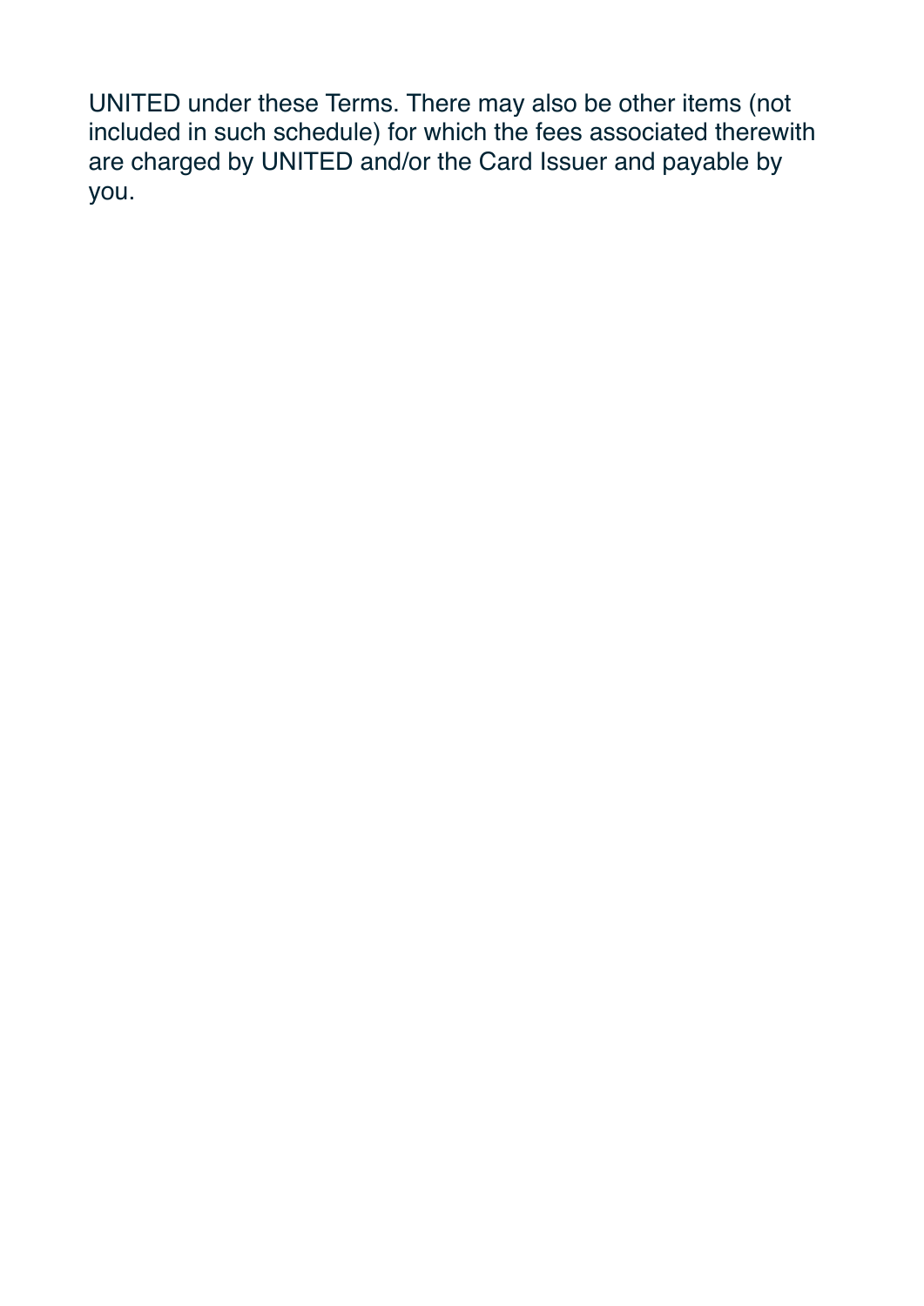UNITED under these Terms. There may also be other items (not included in such schedule) for which the fees associated therewith are charged by UNITED and/or the Card Issuer and payable by you.